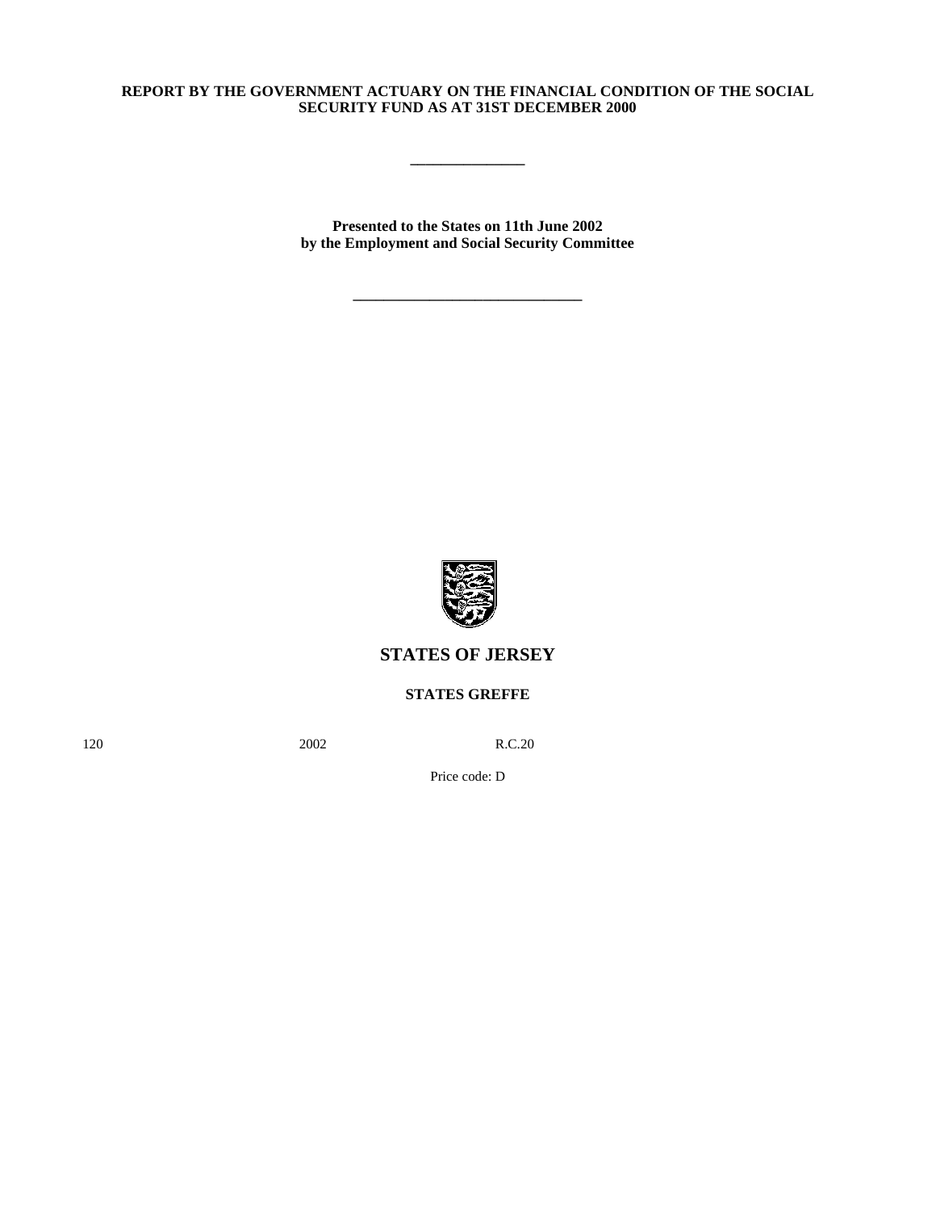**REPORT BY THE GOVERNMENT ACTUARY ON THE FINANCIAL CONDITION OF THE SOCIAL SECURITY FUND AS AT 31ST DECEMBER 2000**

---

**Presented to the States on 11th June 2002 by the Employment and Social Security Committee**

---

## STATES OF JERSEY

**STATES GREFFE**

120 2002 R.C.20

Price code: D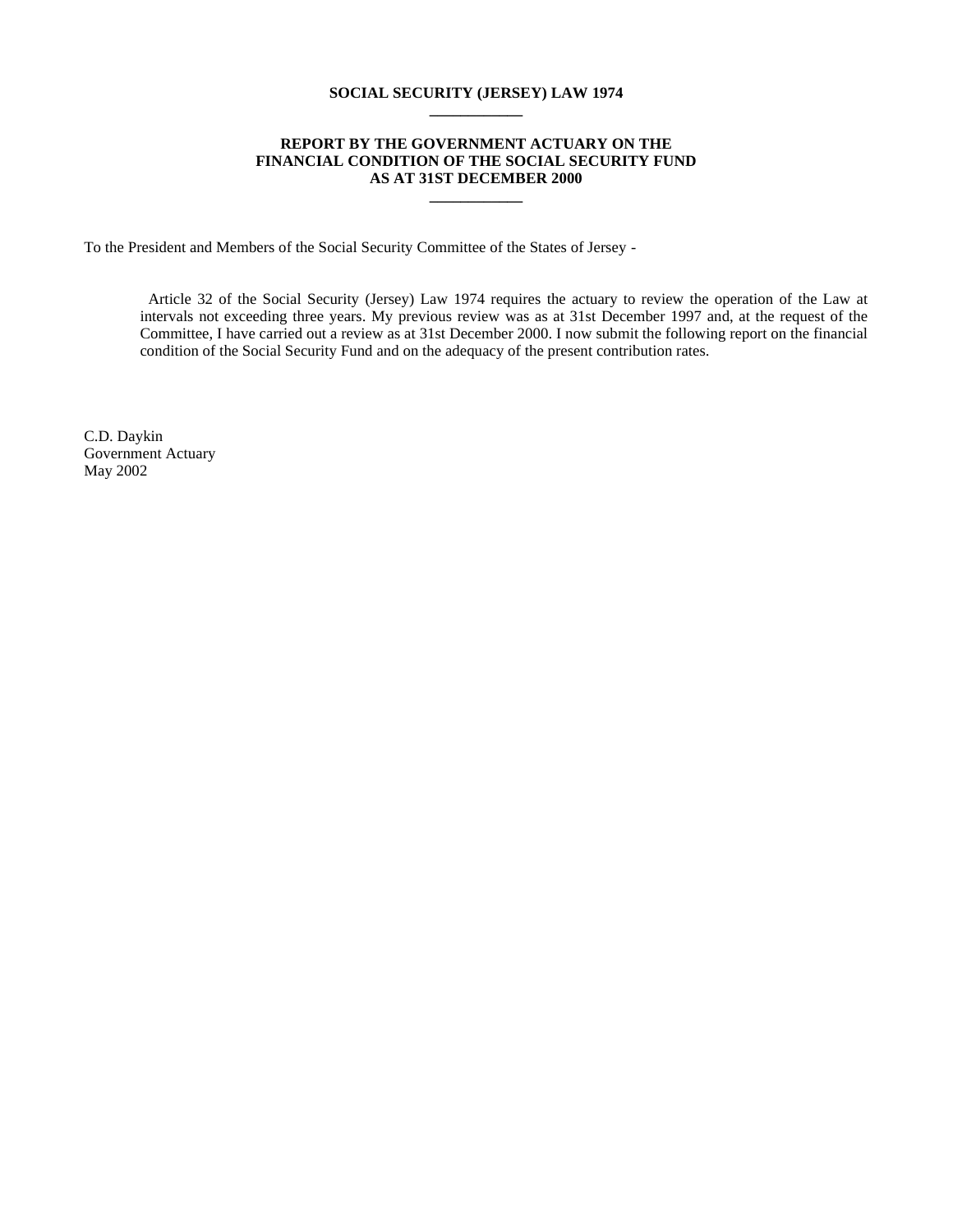**SOCIAL SECURITY (JERSEY) LAW 1974**

---

**REPORT BY THE GOVERNMENT ACTUARY ON THE FINANCIAL CONDITION OF THE SOCIAL SECURITY FUND AS AT 31ST DECEMBER 2000**

---

To the President and Members of the Social Security Committee of the States of Jersey -

Article 32 of the Social Security (Jersey) Law 1974 requires the actuary to review the operation of the Law at intervals not exceeding three years. My previous review was as at 31st December 1997 and, at the request of the Committee, I have carried out a review as at 31st December 2000. I now submit the following report on the financial condition of the Social Security Fund and on the adequacy of the present contribution rates.

C.D. Daykin
Government Actuary
May 2002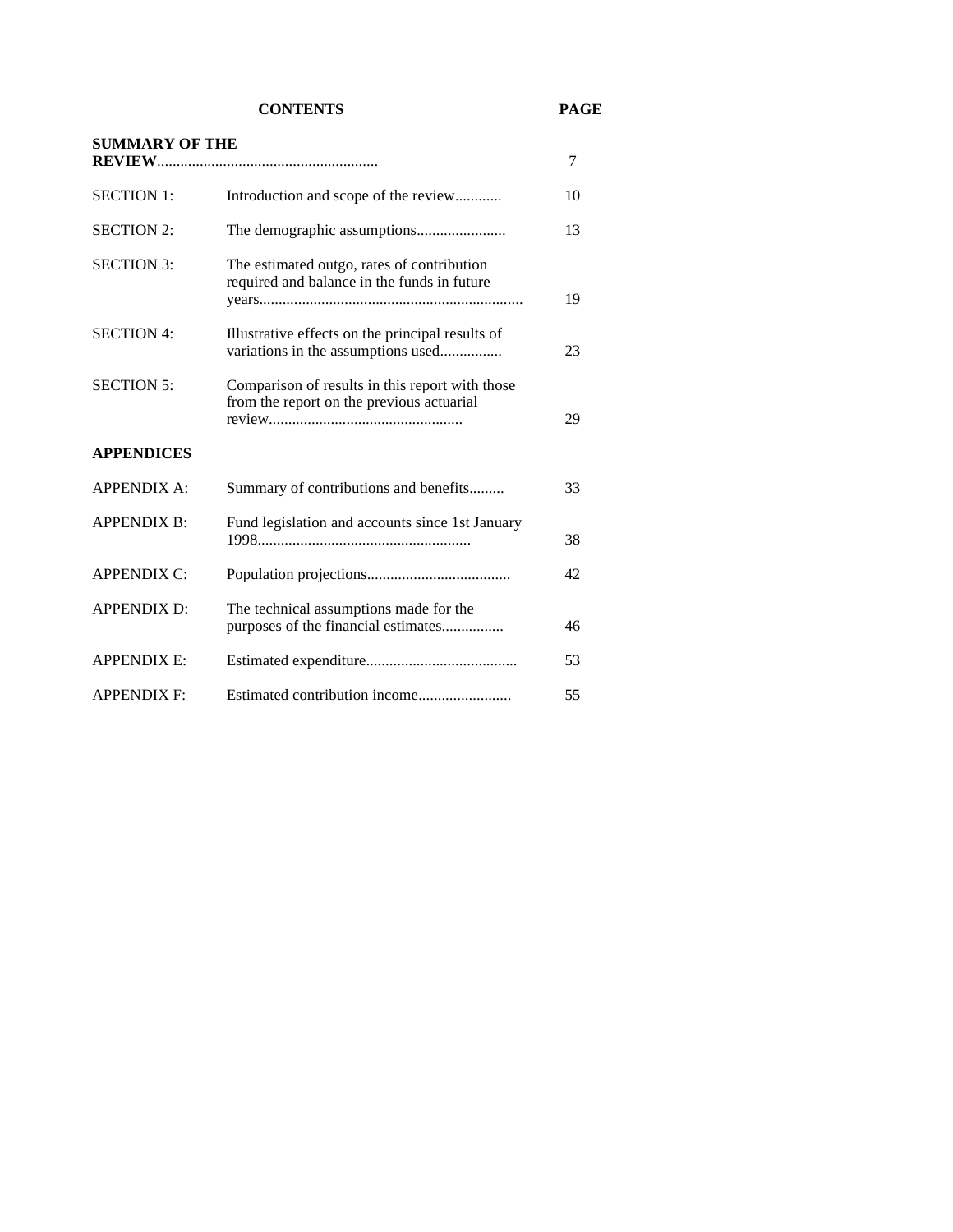| CONTENTS | | PAGE |
| --- | --- | --- |
| **SUMMARY OF THE REVIEW**........................................................ | | 7 |
| SECTION 1: | Introduction and scope of the review............ | 10 |
| SECTION 2: | The demographic assumptions....................... | 13 |
| SECTION 3: | The estimated outgo, rates of contribution required and balance in the funds in future years.................................................................... | 19 |
| SECTION 4: | Illustrative effects on the principal results of variations in the assumptions used................ | 23 |
| SECTION 5: | Comparison of results in this report with those from the report on the previous actuarial review.................................................. | 29 |
| **APPENDICES** | | |
| APPENDIX A: | Summary of contributions and benefits......... | 33 |
| APPENDIX B: | Fund legislation and accounts since 1st January 1998...................................................... | 38 |
| APPENDIX C: | Population projections..................................... | 42 |
| APPENDIX D: | The technical assumptions made for the purposes of the financial estimates................ | 46 |
| APPENDIX E: | Estimated expenditure....................................... | 53 |
| APPENDIX F: | Estimated contribution income........................ | 55 |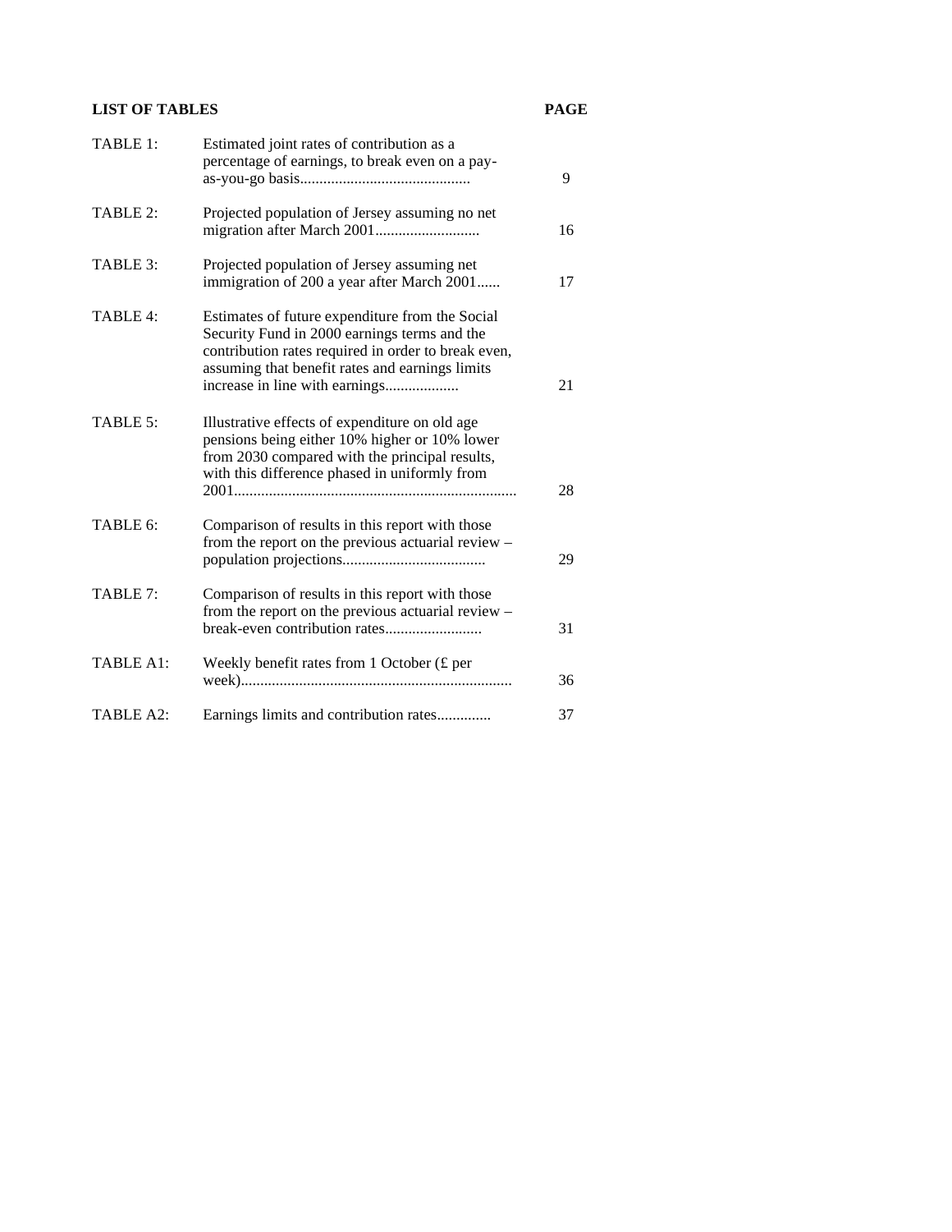## LIST OF TABLES

| | | PAGE |
|---|---|---|
| TABLE 1: | Estimated joint rates of contribution as a percentage of earnings, to break even on a pay-as-you-go basis | 9 |
| TABLE 2: | Projected population of Jersey assuming no net migration after March 2001 | 16 |
| TABLE 3: | Projected population of Jersey assuming net immigration of 200 a year after March 2001 | 17 |
| TABLE 4: | Estimates of future expenditure from the Social Security Fund in 2000 earnings terms and the contribution rates required in order to break even, assuming that benefit rates and earnings limits increase in line with earnings | 21 |
| TABLE 5: | Illustrative effects of expenditure on old age pensions being either 10% higher or 10% lower from 2030 compared with the principal results, with this difference phased in uniformly from 2001 | 28 |
| TABLE 6: | Comparison of results in this report with those from the report on the previous actuarial review – population projections | 29 |
| TABLE 7: | Comparison of results in this report with those from the report on the previous actuarial review – break-even contribution rates | 31 |
| TABLE A1: | Weekly benefit rates from 1 October (£ per week) | 36 |
| TABLE A2: | Earnings limits and contribution rates | 37 |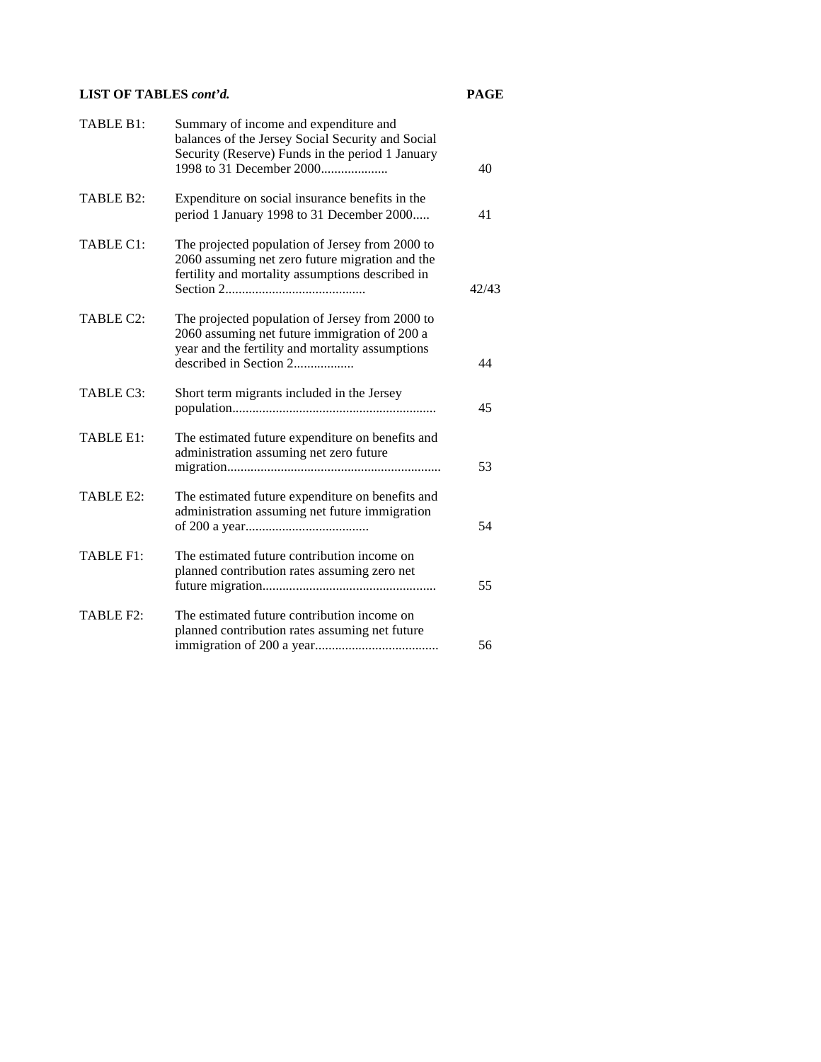**LIST OF TABLES *cont'd.***

| | | **PAGE** |
|---|---|---|
| TABLE B1: | Summary of income and expenditure and balances of the Jersey Social Security and Social Security (Reserve) Funds in the period 1 January 1998 to 31 December 2000.................... | 40 |
| TABLE B2: | Expenditure on social insurance benefits in the period 1 January 1998 to 31 December 2000..... | 41 |
| TABLE C1: | The projected population of Jersey from 2000 to 2060 assuming net zero future migration and the fertility and mortality assumptions described in Section 2.......................................... | 42/43 |
| TABLE C2: | The projected population of Jersey from 2000 to 2060 assuming net future immigration of 200 a year and the fertility and mortality assumptions described in Section 2.................. | 44 |
| TABLE C3: | Short term migrants included in the Jersey population............................................................ | 45 |
| TABLE E1: | The estimated future expenditure on benefits and administration assuming net zero future migration................................................................ | 53 |
| TABLE E2: | The estimated future expenditure on benefits and administration assuming net future immigration of 200 a year..................................... | 54 |
| TABLE F1: | The estimated future contribution income on planned contribution rates assuming zero net future migration.................................................... | 55 |
| TABLE F2: | The estimated future contribution income on planned contribution rates assuming net future immigration of 200 a year..................................... | 56 |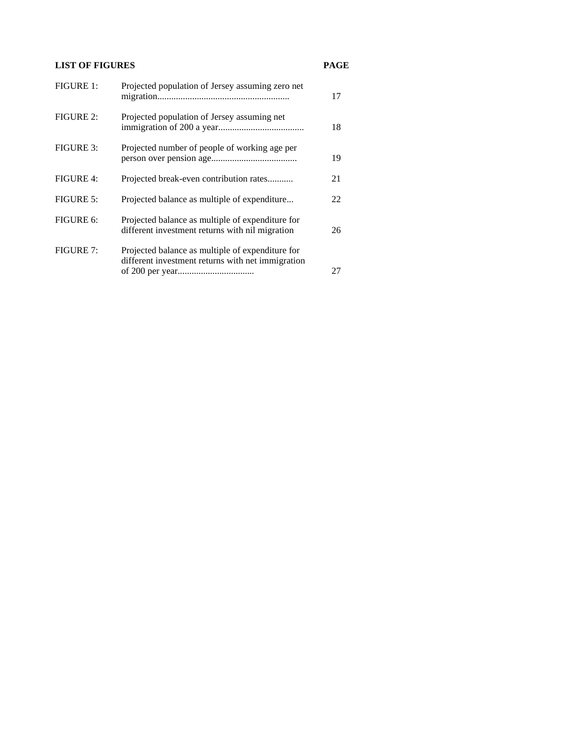| LIST OF FIGURES | | PAGE |
|---|---|---|
| FIGURE 1: | Projected population of Jersey assuming zero net migration......................................................... | 17 |
| FIGURE 2: | Projected population of Jersey assuming net immigration of 200 a year..................................... | 18 |
| FIGURE 3: | Projected number of people of working age per person over pension age..................................... | 19 |
| FIGURE 4: | Projected break-even contribution rates........... | 21 |
| FIGURE 5: | Projected balance as multiple of expenditure... | 22 |
| FIGURE 6: | Projected balance as multiple of expenditure for different investment returns with nil migration | 26 |
| FIGURE 7: | Projected balance as multiple of expenditure for different investment returns with net immigration of 200 per year................................. | 27 |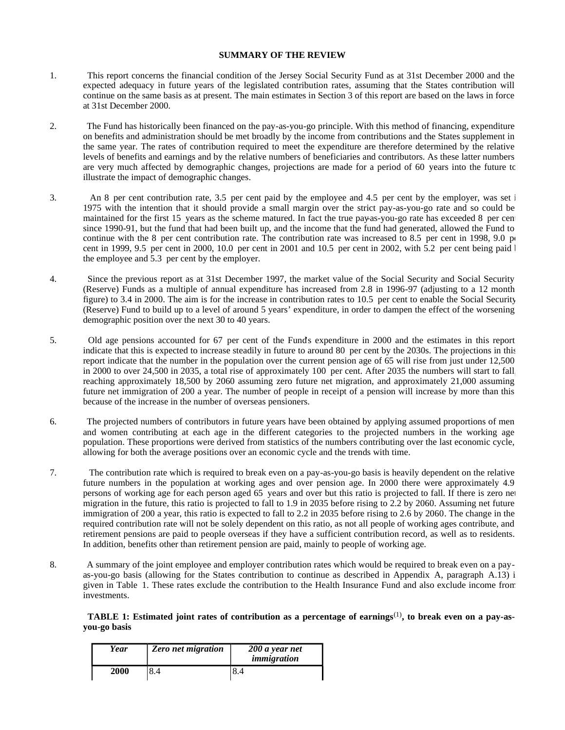## SUMMARY OF THE REVIEW

1. This report concerns the financial condition of the Jersey Social Security Fund as at 31st December 2000 and the expected adequacy in future years of the legislated contribution rates, assuming that the States contribution will continue on the same basis as at present. The main estimates in Section 3 of this report are based on the laws in force at 31st December 2000.

2. The Fund has historically been financed on the pay-as-you-go principle. With this method of financing, expenditure on benefits and administration should be met broadly by the income from contributions and the States supplement in the same year. The rates of contribution required to meet the expenditure are therefore determined by the relative levels of benefits and earnings and by the relative numbers of beneficiaries and contributors. As these latter numbers are very much affected by demographic changes, projections are made for a period of 60 years into the future to illustrate the impact of demographic changes.

3. An 8 per cent contribution rate, 3.5 per cent paid by the employee and 4.5 per cent by the employer, was set in 1975 with the intention that it should provide a small margin over the strict pay-as-you-go rate and so could be maintained for the first 15 years as the scheme matured. In fact the true pay-as-you-go rate has exceeded 8 per cent since 1990-91, but the fund that had been built up, and the income that the fund had generated, allowed the Fund to continue with the 8 per cent contribution rate. The contribution rate was increased to 8.5 per cent in 1998, 9.0 per cent in 1999, 9.5 per cent in 2000, 10.0 per cent in 2001 and 10.5 per cent in 2002, with 5.2 per cent being paid by the employee and 5.3 per cent by the employer.

4. Since the previous report as at 31st December 1997, the market value of the Social Security and Social Security (Reserve) Funds as a multiple of annual expenditure has increased from 2.8 in 1996-97 (adjusting to a 12 month figure) to 3.4 in 2000. The aim is for the increase in contribution rates to 10.5 per cent to enable the Social Security (Reserve) Fund to build up to a level of around 5 years' expenditure, in order to dampen the effect of the worsening demographic position over the next 30 to 40 years.

5. Old age pensions accounted for 67 per cent of the Fund's expenditure in 2000 and the estimates in this report indicate that this is expected to increase steadily in future to around 80 per cent by the 2030s. The projections in this report indicate that the number in the population over the current pension age of 65 will rise from just under 12,500 in 2000 to over 24,500 in 2035, a total rise of approximately 100 per cent. After 2035 the numbers will start to fall, reaching approximately 18,500 by 2060 assuming zero future net migration, and approximately 21,000 assuming future net immigration of 200 a year. The number of people in receipt of a pension will increase by more than this because of the increase in the number of overseas pensioners.

6. The projected numbers of contributors in future years have been obtained by applying assumed proportions of men and women contributing at each age in the different categories to the projected numbers in the working age population. These proportions were derived from statistics of the numbers contributing over the last economic cycle, allowing for both the average positions over an economic cycle and the trends with time.

7. The contribution rate which is required to break even on a pay-as-you-go basis is heavily dependent on the relative future numbers in the population at working ages and over pension age. In 2000 there were approximately 4.9 persons of working age for each person aged 65 years and over but this ratio is projected to fall. If there is zero net migration in the future, this ratio is projected to fall to 1.9 in 2035 before rising to 2.2 by 2060. Assuming net future immigration of 200 a year, this ratio is expected to fall to 2.2 in 2035 before rising to 2.6 by 2060. The change in the required contribution rate will not be solely dependent on this ratio, as not all people of working ages contribute, and retirement pensions are paid to people overseas if they have a sufficient contribution record, as well as to residents. In addition, benefits other than retirement pension are paid, mainly to people of working age.

8. A summary of the joint employee and employer contribution rates which would be required to break even on a pay-as-you-go basis (allowing for the States contribution to continue as described in Appendix A, paragraph A.13) is given in Table 1. These rates exclude the contribution to the Health Insurance Fund and also exclude income from investments.

**TABLE 1: Estimated joint rates of contribution as a percentage of earnings(1), to break even on a pay-as-you-go basis**

| *Year* | *Zero net migration* | *200 a year net immigration* |
|---|---|---|
| **2000** | 8.4 | 8.4 |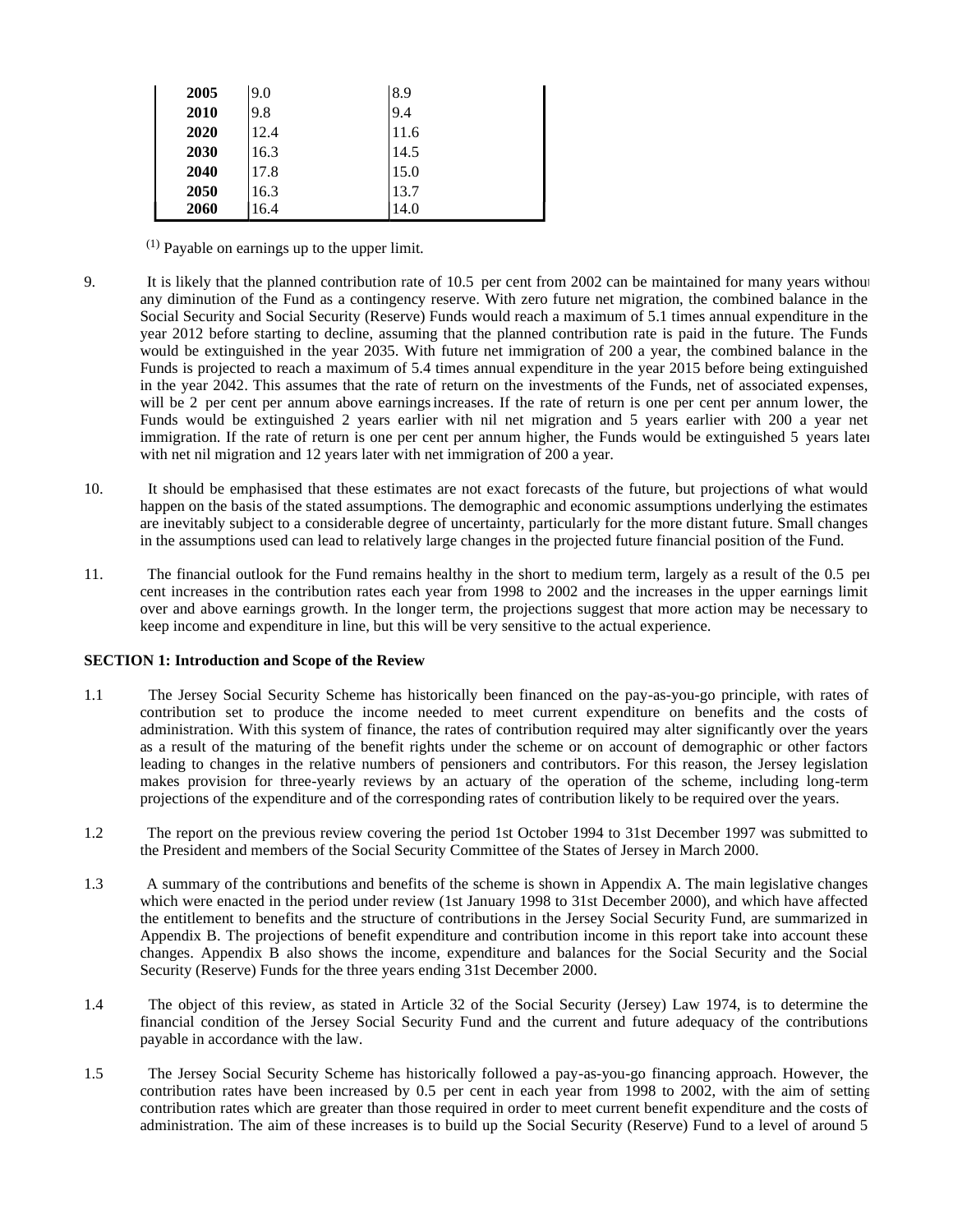| | | |
|---|---|---|
| **2005** | 9.0 | 8.9 |
| **2010** | 9.8 | 9.4 |
| **2020** | 12.4 | 11.6 |
| **2030** | 16.3 | 14.5 |
| **2040** | 17.8 | 15.0 |
| **2050** | 16.3 | 13.7 |
| **2060** | 16.4 | 14.0 |

(1) Payable on earnings up to the upper limit.

9. It is likely that the planned contribution rate of 10.5 per cent from 2002 can be maintained for many years without any diminution of the Fund as a contingency reserve. With zero future net migration, the combined balance in the Social Security and Social Security (Reserve) Funds would reach a maximum of 5.1 times annual expenditure in the year 2012 before starting to decline, assuming that the planned contribution rate is paid in the future. The Funds would be extinguished in the year 2035. With future net immigration of 200 a year, the combined balance in the Funds is projected to reach a maximum of 5.4 times annual expenditure in the year 2015 before being extinguished in the year 2042. This assumes that the rate of return on the investments of the Funds, net of associated expenses, will be 2 per cent per annum above earnings increases. If the rate of return is one per cent per annum lower, the Funds would be extinguished 2 years earlier with nil net migration and 5 years earlier with 200 a year net immigration. If the rate of return is one per cent per annum higher, the Funds would be extinguished 5 years later with net nil migration and 12 years later with net immigration of 200 a year.

10. It should be emphasised that these estimates are not exact forecasts of the future, but projections of what would happen on the basis of the stated assumptions. The demographic and economic assumptions underlying the estimates are inevitably subject to a considerable degree of uncertainty, particularly for the more distant future. Small changes in the assumptions used can lead to relatively large changes in the projected future financial position of the Fund.

11. The financial outlook for the Fund remains healthy in the short to medium term, largely as a result of the 0.5 per cent increases in the contribution rates each year from 1998 to 2002 and the increases in the upper earnings limit over and above earnings growth. In the longer term, the projections suggest that more action may be necessary to keep income and expenditure in line, but this will be very sensitive to the actual experience.

**SECTION 1: Introduction and Scope of the Review**

1.1 The Jersey Social Security Scheme has historically been financed on the pay-as-you-go principle, with rates of contribution set to produce the income needed to meet current expenditure on benefits and the costs of administration. With this system of finance, the rates of contribution required may alter significantly over the years as a result of the maturing of the benefit rights under the scheme or on account of demographic or other factors leading to changes in the relative numbers of pensioners and contributors. For this reason, the Jersey legislation makes provision for three-yearly reviews by an actuary of the operation of the scheme, including long-term projections of the expenditure and of the corresponding rates of contribution likely to be required over the years.

1.2 The report on the previous review covering the period 1st October 1994 to 31st December 1997 was submitted to the President and members of the Social Security Committee of the States of Jersey in March 2000.

1.3 A summary of the contributions and benefits of the scheme is shown in Appendix A. The main legislative changes which were enacted in the period under review (1st January 1998 to 31st December 2000), and which have affected the entitlement to benefits and the structure of contributions in the Jersey Social Security Fund, are summarized in Appendix B. The projections of benefit expenditure and contribution income in this report take into account these changes. Appendix B also shows the income, expenditure and balances for the Social Security and the Social Security (Reserve) Funds for the three years ending 31st December 2000.

1.4 The object of this review, as stated in Article 32 of the Social Security (Jersey) Law 1974, is to determine the financial condition of the Jersey Social Security Fund and the current and future adequacy of the contributions payable in accordance with the law.

1.5 The Jersey Social Security Scheme has historically followed a pay-as-you-go financing approach. However, the contribution rates have been increased by 0.5 per cent in each year from 1998 to 2002, with the aim of setting contribution rates which are greater than those required in order to meet current benefit expenditure and the costs of administration. The aim of these increases is to build up the Social Security (Reserve) Fund to a level of around 5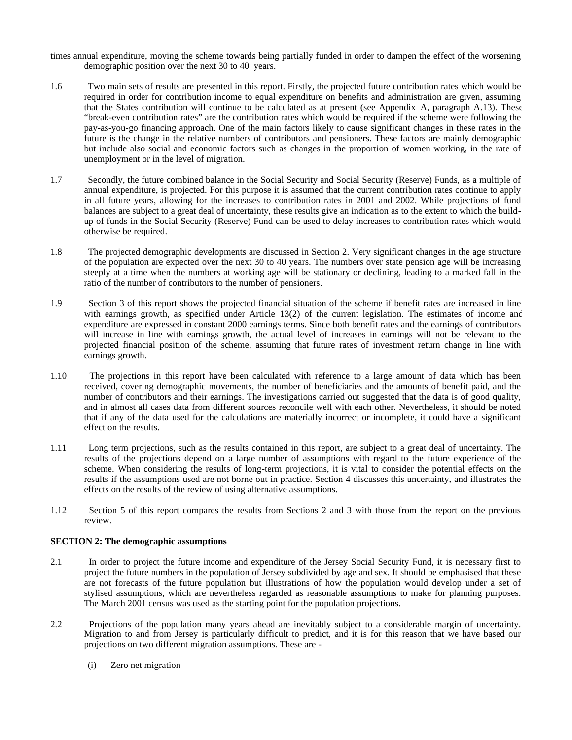times annual expenditure, moving the scheme towards being partially funded in order to dampen the effect of the worsening demographic position over the next 30 to 40 years.

1.6 Two main sets of results are presented in this report. Firstly, the projected future contribution rates which would be required in order for contribution income to equal expenditure on benefits and administration are given, assuming that the States contribution will continue to be calculated as at present (see Appendix A, paragraph A.13). These "break-even contribution rates" are the contribution rates which would be required if the scheme were following the pay-as-you-go financing approach. One of the main factors likely to cause significant changes in these rates in the future is the change in the relative numbers of contributors and pensioners. These factors are mainly demographic but include also social and economic factors such as changes in the proportion of women working, in the rate of unemployment or in the level of migration.

1.7 Secondly, the future combined balance in the Social Security and Social Security (Reserve) Funds, as a multiple of annual expenditure, is projected. For this purpose it is assumed that the current contribution rates continue to apply in all future years, allowing for the increases to contribution rates in 2001 and 2002. While projections of fund balances are subject to a great deal of uncertainty, these results give an indication as to the extent to which the build-up of funds in the Social Security (Reserve) Fund can be used to delay increases to contribution rates which would otherwise be required.

1.8 The projected demographic developments are discussed in Section 2. Very significant changes in the age structure of the population are expected over the next 30 to 40 years. The numbers over state pension age will be increasing steeply at a time when the numbers at working age will be stationary or declining, leading to a marked fall in the ratio of the number of contributors to the number of pensioners.

1.9 Section 3 of this report shows the projected financial situation of the scheme if benefit rates are increased in line with earnings growth, as specified under Article 13(2) of the current legislation. The estimates of income and expenditure are expressed in constant 2000 earnings terms. Since both benefit rates and the earnings of contributors will increase in line with earnings growth, the actual level of increases in earnings will not be relevant to the projected financial position of the scheme, assuming that future rates of investment return change in line with earnings growth.

1.10 The projections in this report have been calculated with reference to a large amount of data which has been received, covering demographic movements, the number of beneficiaries and the amounts of benefit paid, and the number of contributors and their earnings. The investigations carried out suggested that the data is of good quality, and in almost all cases data from different sources reconcile well with each other. Nevertheless, it should be noted that if any of the data used for the calculations are materially incorrect or incomplete, it could have a significant effect on the results.

1.11 Long term projections, such as the results contained in this report, are subject to a great deal of uncertainty. The results of the projections depend on a large number of assumptions with regard to the future experience of the scheme. When considering the results of long-term projections, it is vital to consider the potential effects on the results if the assumptions used are not borne out in practice. Section 4 discusses this uncertainty, and illustrates the effects on the results of the review of using alternative assumptions.

1.12 Section 5 of this report compares the results from Sections 2 and 3 with those from the report on the previous review.

**SECTION 2: The demographic assumptions**

2.1 In order to project the future income and expenditure of the Jersey Social Security Fund, it is necessary first to project the future numbers in the population of Jersey subdivided by age and sex. It should be emphasised that these are not forecasts of the future population but illustrations of how the population would develop under a set of stylised assumptions, which are nevertheless regarded as reasonable assumptions to make for planning purposes. The March 2001 census was used as the starting point for the population projections.

2.2 Projections of the population many years ahead are inevitably subject to a considerable margin of uncertainty. Migration to and from Jersey is particularly difficult to predict, and it is for this reason that we have based our projections on two different migration assumptions. These are -

(i) Zero net migration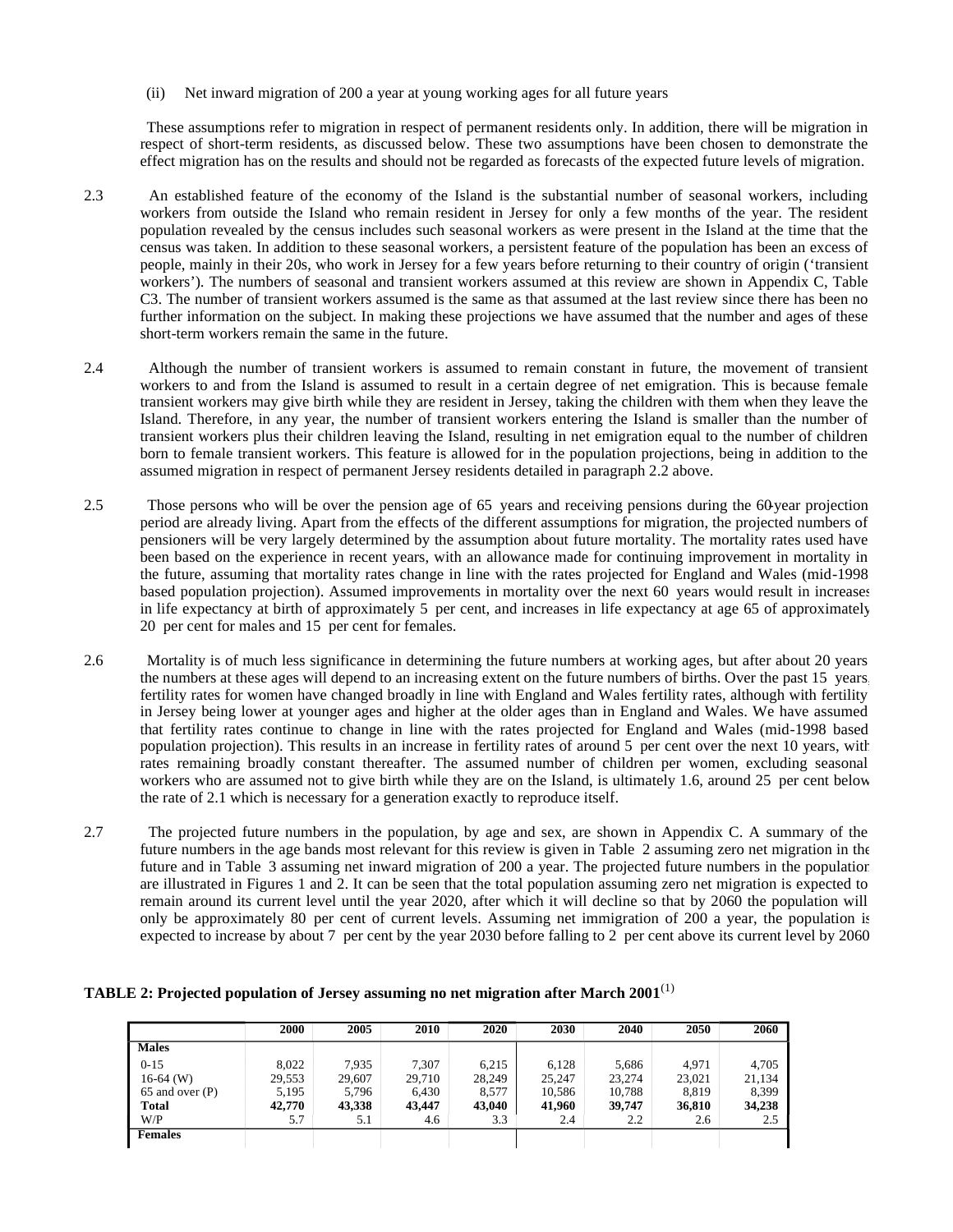(ii) Net inward migration of 200 a year at young working ages for all future years

These assumptions refer to migration in respect of permanent residents only. In addition, there will be migration in respect of short-term residents, as discussed below. These two assumptions have been chosen to demonstrate the effect migration has on the results and should not be regarded as forecasts of the expected future levels of migration.

2.3 An established feature of the economy of the Island is the substantial number of seasonal workers, including workers from outside the Island who remain resident in Jersey for only a few months of the year. The resident population revealed by the census includes such seasonal workers as were present in the Island at the time that the census was taken. In addition to these seasonal workers, a persistent feature of the population has been an excess of people, mainly in their 20s, who work in Jersey for a few years before returning to their country of origin ('transient workers'). The numbers of seasonal and transient workers assumed at this review are shown in Appendix C, Table C3. The number of transient workers assumed is the same as that assumed at the last review since there has been no further information on the subject. In making these projections we have assumed that the number and ages of these short-term workers remain the same in the future.

2.4 Although the number of transient workers is assumed to remain constant in future, the movement of transient workers to and from the Island is assumed to result in a certain degree of net emigration. This is because female transient workers may give birth while they are resident in Jersey, taking the children with them when they leave the Island. Therefore, in any year, the number of transient workers entering the Island is smaller than the number of transient workers plus their children leaving the Island, resulting in net emigration equal to the number of children born to female transient workers. This feature is allowed for in the population projections, being in addition to the assumed migration in respect of permanent Jersey residents detailed in paragraph 2.2 above.

2.5 Those persons who will be over the pension age of 65 years and receiving pensions during the 60-year projection period are already living. Apart from the effects of the different assumptions for migration, the projected numbers of pensioners will be very largely determined by the assumption about future mortality. The mortality rates used have been based on the experience in recent years, with an allowance made for continuing improvement in mortality in the future, assuming that mortality rates change in line with the rates projected for England and Wales (mid-1998 based population projection). Assumed improvements in mortality over the next 60 years would result in increases in life expectancy at birth of approximately 5 per cent, and increases in life expectancy at age 65 of approximately 20 per cent for males and 15 per cent for females.

2.6 Mortality is of much less significance in determining the future numbers at working ages, but after about 20 years the numbers at these ages will depend to an increasing extent on the future numbers of births. Over the past 15 years, fertility rates for women have changed broadly in line with England and Wales fertility rates, although with fertility in Jersey being lower at younger ages and higher at the older ages than in England and Wales. We have assumed that fertility rates continue to change in line with the rates projected for England and Wales (mid-1998 based population projection). This results in an increase in fertility rates of around 5 per cent over the next 10 years, with rates remaining broadly constant thereafter. The assumed number of children per women, excluding seasonal workers who are assumed not to give birth while they are on the Island, is ultimately 1.6, around 25 per cent below the rate of 2.1 which is necessary for a generation exactly to reproduce itself.

2.7 The projected future numbers in the population, by age and sex, are shown in Appendix C. A summary of the future numbers in the age bands most relevant for this review is given in Table 2 assuming zero net migration in the future and in Table 3 assuming net inward migration of 200 a year. The projected future numbers in the population are illustrated in Figures 1 and 2. It can be seen that the total population assuming zero net migration is expected to remain around its current level until the year 2020, after which it will decline so that by 2060 the population will only be approximately 80 per cent of current levels. Assuming net immigration of 200 a year, the population is expected to increase by about 7 per cent by the year 2030 before falling to 2 per cent above its current level by 2060.

**TABLE 2: Projected population of Jersey assuming no net migration after March 2001**(1)

| | 2000 | 2005 | 2010 | 2020 | 2030 | 2040 | 2050 | 2060 |
|---|---|---|---|---|---|---|---|---|
| **Males** | | | | | | | | |
| 0-15 | 8,022 | 7,935 | 7,307 | 6,215 | 6,128 | 5,686 | 4,971 | 4,705 |
| 16-64 (W) | 29,553 | 29,607 | 29,710 | 28,249 | 25,247 | 23,274 | 23,021 | 21,134 |
| 65 and over (P) | 5,195 | 5,796 | 6,430 | 8,577 | 10,586 | 10,788 | 8,819 | 8,399 |
| **Total** | **42,770** | **43,338** | **43,447** | **43,040** | **41,960** | **39,747** | **36,810** | **34,238** |
| W/P | 5.7 | 5.1 | 4.6 | 3.3 | 2.4 | 2.2 | 2.6 | 2.5 |
| **Females** | | | | | | | | |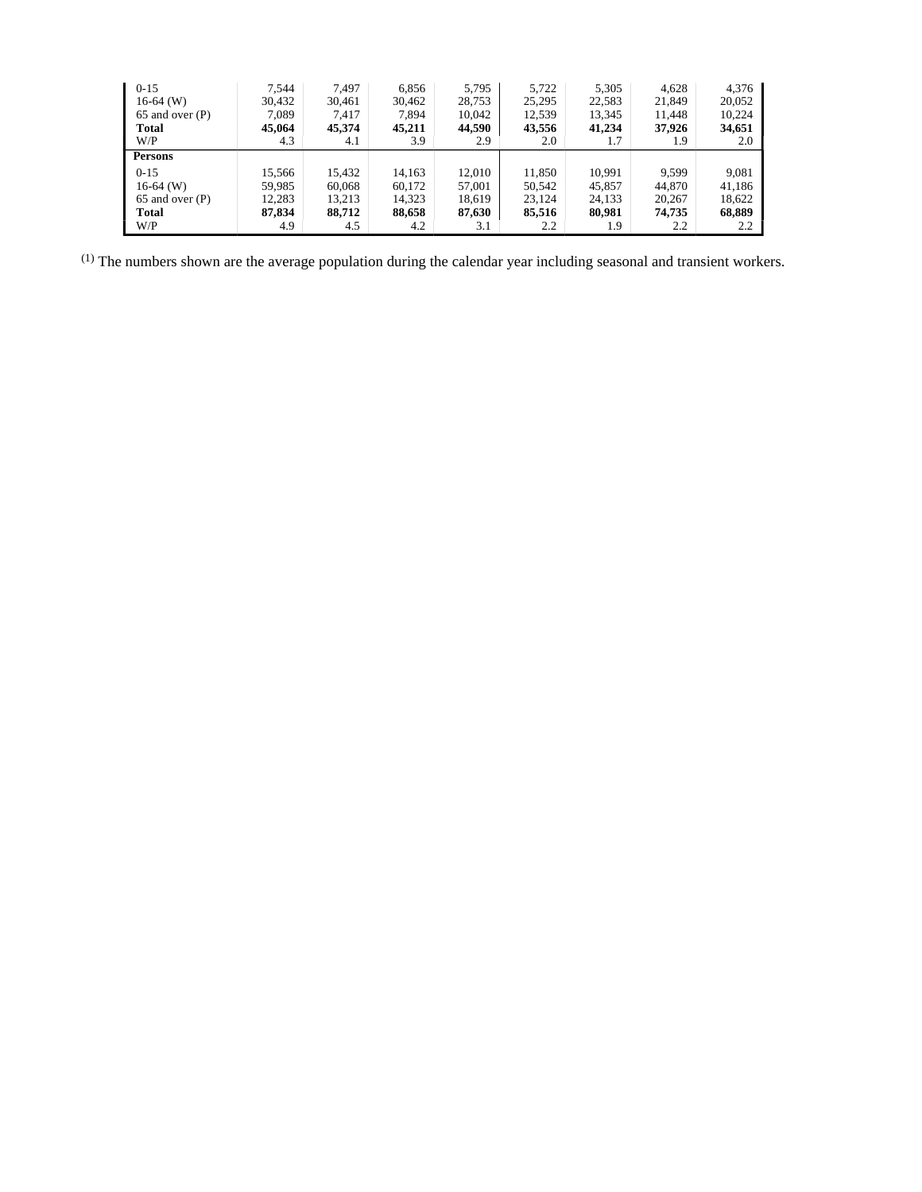| | | | | | | | | |
|---|---|---|---|---|---|---|---|---|
| 0-15 | 7,544 | 7,497 | 6,856 | 5,795 | 5,722 | 5,305 | 4,628 | 4,376 |
| 16-64 (W) | 30,432 | 30,461 | 30,462 | 28,753 | 25,295 | 22,583 | 21,849 | 20,052 |
| 65 and over (P) | 7,089 | 7,417 | 7,894 | 10,042 | 12,539 | 13,345 | 11,448 | 10,224 |
| **Total** | **45,064** | **45,374** | **45,211** | **44,590** | **43,556** | **41,234** | **37,926** | **34,651** |
| W/P | 4.3 | 4.1 | 3.9 | 2.9 | 2.0 | 1.7 | 1.9 | 2.0 |
| **Persons** | | | | | | | | |
| 0-15 | 15,566 | 15,432 | 14,163 | 12,010 | 11,850 | 10,991 | 9,599 | 9,081 |
| 16-64 (W) | 59,985 | 60,068 | 60,172 | 57,001 | 50,542 | 45,857 | 44,870 | 41,186 |
| 65 and over (P) | 12,283 | 13,213 | 14,323 | 18,619 | 23,124 | 24,133 | 20,267 | 18,622 |
| **Total** | **87,834** | **88,712** | **88,658** | **87,630** | **85,516** | **80,981** | **74,735** | **68,889** |
| W/P | 4.9 | 4.5 | 4.2 | 3.1 | 2.2 | 1.9 | 2.2 | 2.2 |

(1) The numbers shown are the average population during the calendar year including seasonal and transient workers.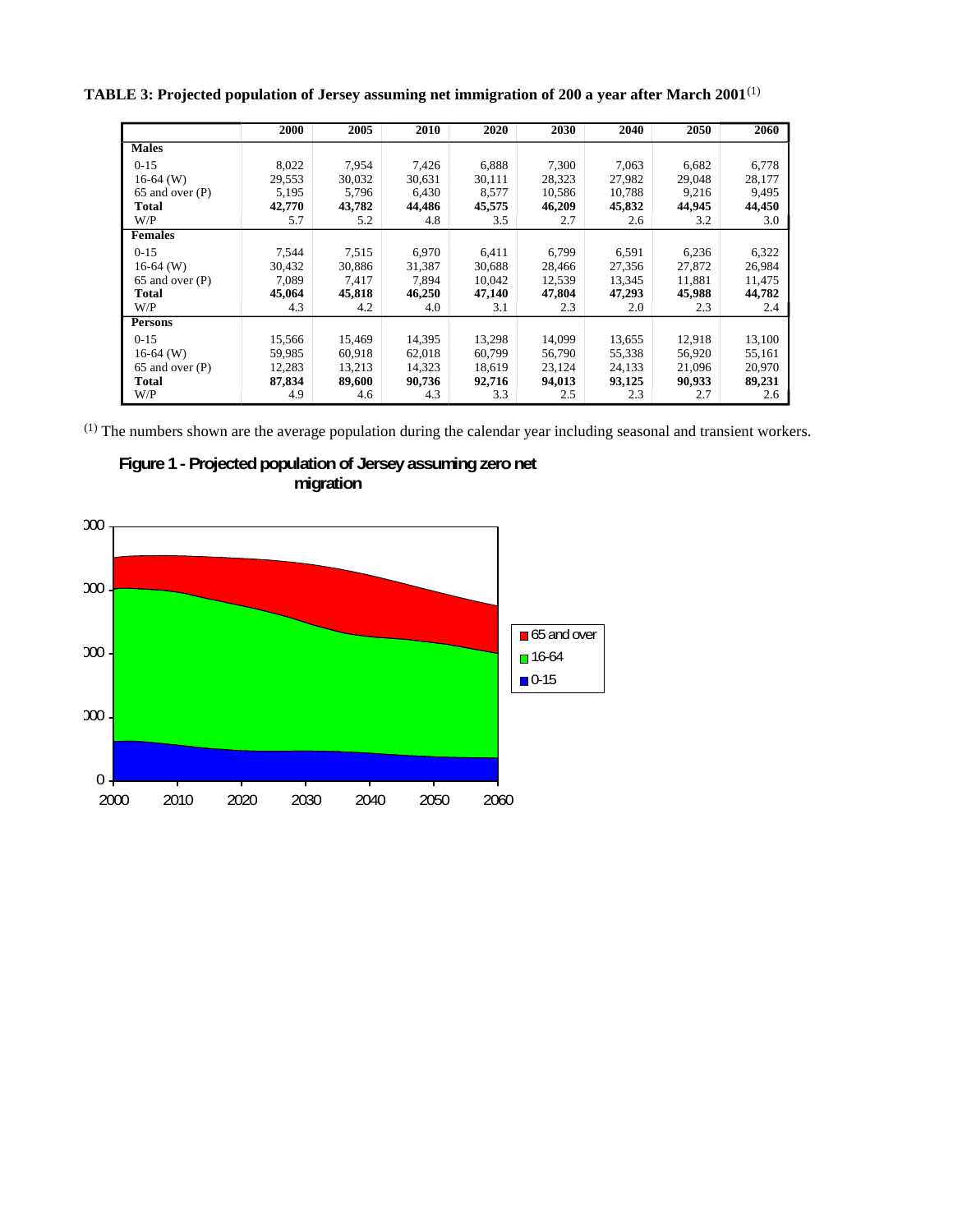**TABLE 3: Projected population of Jersey assuming net immigration of 200 a year after March 2001**[(1)]

| | 2000 | 2005 | 2010 | 2020 | 2030 | 2040 | 2050 | 2060 |
|---|---|---|---|---|---|---|---|---|
| **Males** | | | | | | | | |
| 0-15 | 8,022 | 7,954 | 7,426 | 6,888 | 7,300 | 7,063 | 6,682 | 6,778 |
| 16-64 (W) | 29,553 | 30,032 | 30,631 | 30,111 | 28,323 | 27,982 | 29,048 | 28,177 |
| 65 and over (P) | 5,195 | 5,796 | 6,430 | 8,577 | 10,586 | 10,788 | 9,216 | 9,495 |
| **Total** | **42,770** | **43,782** | **44,486** | **45,575** | **46,209** | **45,832** | **44,945** | **44,450** |
| W/P | 5.7 | 5.2 | 4.8 | 3.5 | 2.7 | 2.6 | 3.2 | 3.0 |
| **Females** | | | | | | | | |
| 0-15 | 7,544 | 7,515 | 6,970 | 6,411 | 6,799 | 6,591 | 6,236 | 6,322 |
| 16-64 (W) | 30,432 | 30,886 | 31,387 | 30,688 | 28,466 | 27,356 | 27,872 | 26,984 |
| 65 and over (P) | 7,089 | 7,417 | 7,894 | 10,042 | 12,539 | 13,345 | 11,881 | 11,475 |
| **Total** | **45,064** | **45,818** | **46,250** | **47,140** | **47,804** | **47,293** | **45,988** | **44,782** |
| W/P | 4.3 | 4.2 | 4.0 | 3.1 | 2.3 | 2.0 | 2.3 | 2.4 |
| **Persons** | | | | | | | | |
| 0-15 | 15,566 | 15,469 | 14,395 | 13,298 | 14,099 | 13,655 | 12,918 | 13,100 |
| 16-64 (W) | 59,985 | 60,918 | 62,018 | 60,799 | 56,790 | 55,338 | 56,920 | 55,161 |
| 65 and over (P) | 12,283 | 13,213 | 14,323 | 18,619 | 23,124 | 24,133 | 21,096 | 20,970 |
| **Total** | **87,834** | **89,600** | **90,736** | **92,716** | **94,013** | **93,125** | **90,933** | **89,231** |
| W/P | 4.9 | 4.6 | 4.3 | 3.3 | 2.5 | 2.3 | 2.7 | 2.6 |

[(1)] The numbers shown are the average population during the calendar year including seasonal and transient workers.

**Figure 1 - Projected population of Jersey assuming zero net migration**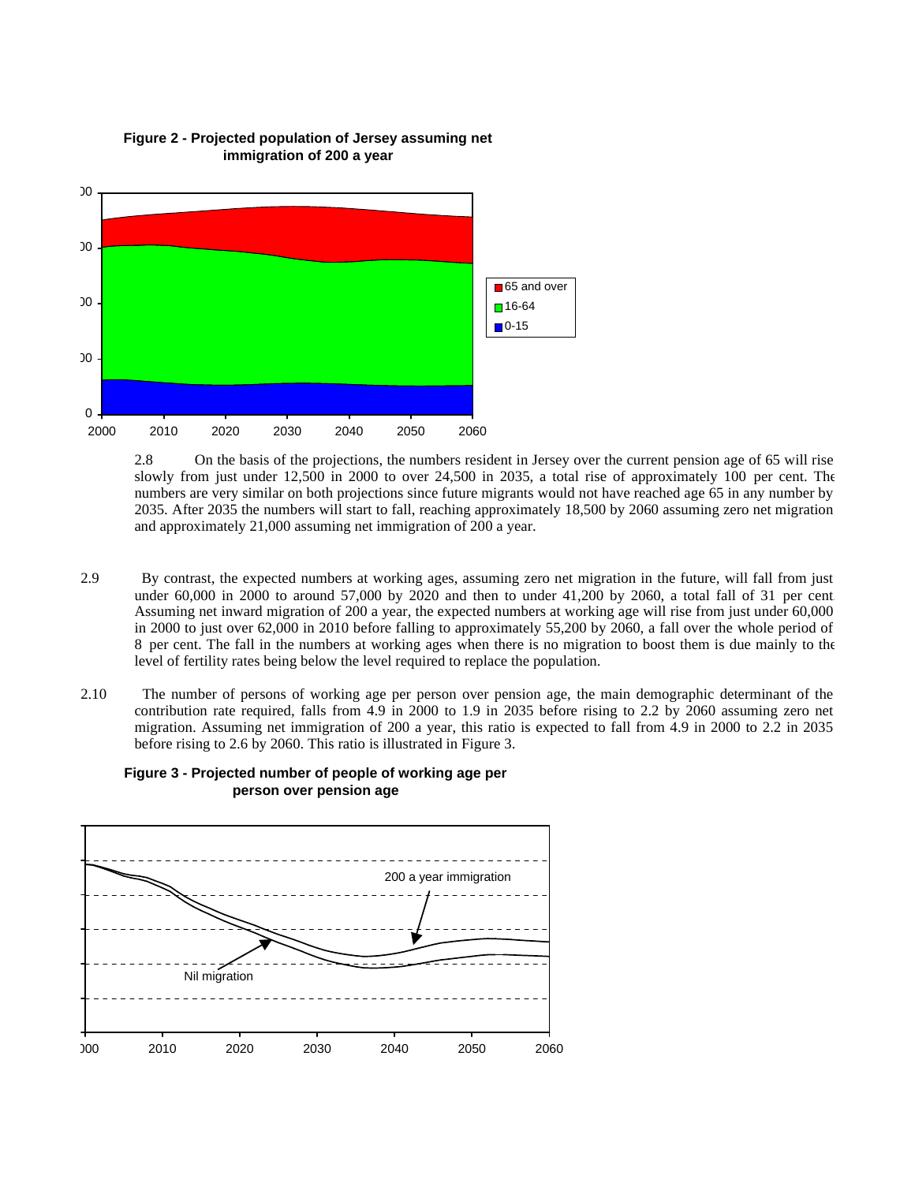**Figure 2 - Projected population of Jersey assuming net immigration of 200 a year**

2.8 On the basis of the projections, the numbers resident in Jersey over the current pension age of 65 will rise slowly from just under 12,500 in 2000 to over 24,500 in 2035, a total rise of approximately 100 per cent. The numbers are very similar on both projections since future migrants would not have reached age 65 in any number by 2035. After 2035 the numbers will start to fall, reaching approximately 18,500 by 2060 assuming zero net migration and approximately 21,000 assuming net immigration of 200 a year.

2.9 By contrast, the expected numbers at working ages, assuming zero net migration in the future, will fall from just under 60,000 in 2000 to around 57,000 by 2020 and then to under 41,200 by 2060, a total fall of 31 per cent. Assuming net inward migration of 200 a year, the expected numbers at working age will rise from just under 60,000 in 2000 to just over 62,000 in 2010 before falling to approximately 55,200 by 2060, a fall over the whole period of 8 per cent. The fall in the numbers at working ages when there is no migration to boost them is due mainly to the level of fertility rates being below the level required to replace the population.

2.10 The number of persons of working age per person over pension age, the main demographic determinant of the contribution rate required, falls from 4.9 in 2000 to 1.9 in 2035 before rising to 2.2 by 2060 assuming zero net migration. Assuming net immigration of 200 a year, this ratio is expected to fall from 4.9 in 2000 to 2.2 in 2035 before rising to 2.6 by 2060. This ratio is illustrated in Figure 3.

**Figure 3 - Projected number of people of working age per person over pension age**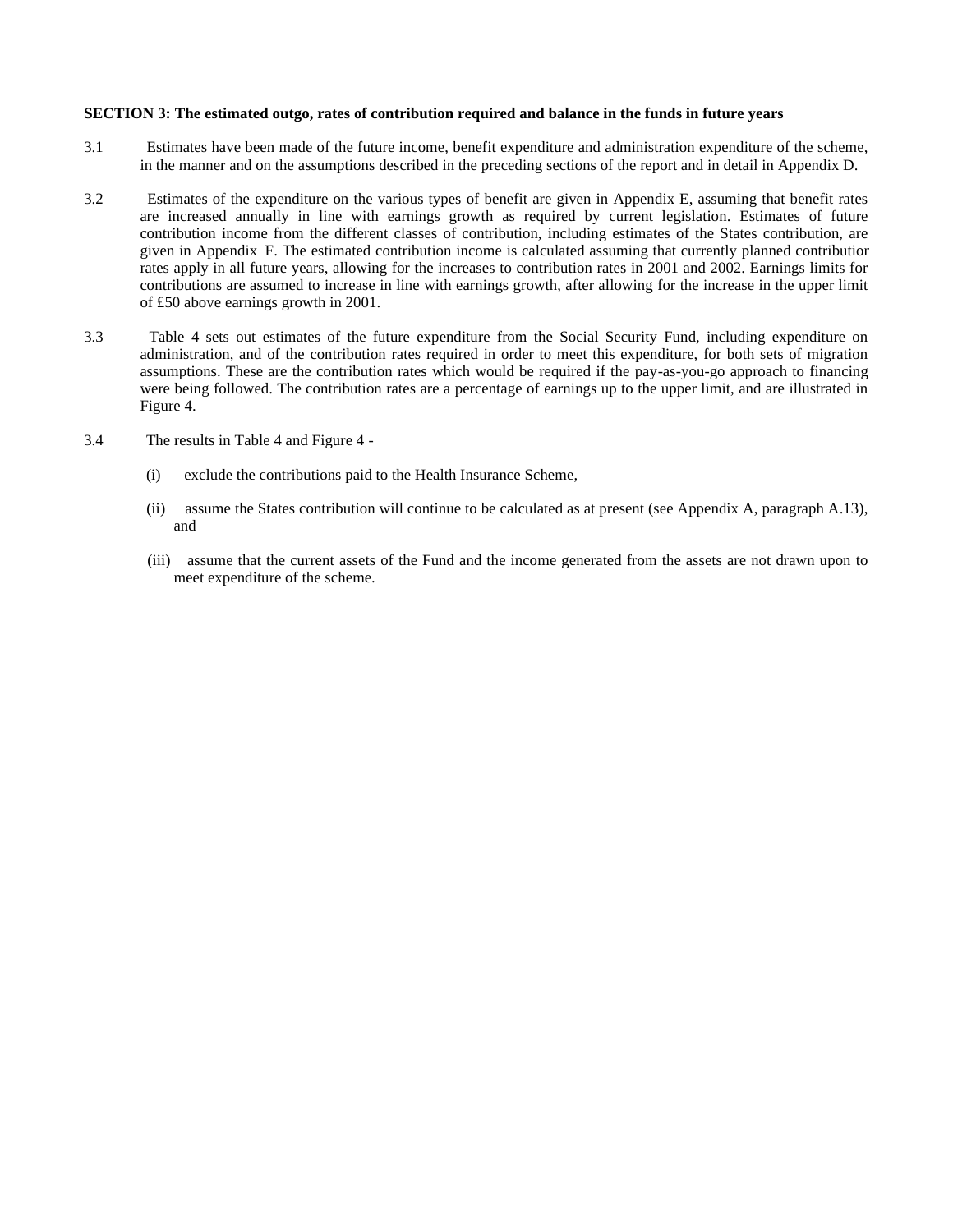**SECTION 3: The estimated outgo, rates of contribution required and balance in the funds in future years**

3.1 Estimates have been made of the future income, benefit expenditure and administration expenditure of the scheme, in the manner and on the assumptions described in the preceding sections of the report and in detail in Appendix D.

3.2 Estimates of the expenditure on the various types of benefit are given in Appendix E, assuming that benefit rates are increased annually in line with earnings growth as required by current legislation. Estimates of future contribution income from the different classes of contribution, including estimates of the States contribution, are given in Appendix F. The estimated contribution income is calculated assuming that currently planned contribution rates apply in all future years, allowing for the increases to contribution rates in 2001 and 2002. Earnings limits for contributions are assumed to increase in line with earnings growth, after allowing for the increase in the upper limit of £50 above earnings growth in 2001.

3.3 Table 4 sets out estimates of the future expenditure from the Social Security Fund, including expenditure on administration, and of the contribution rates required in order to meet this expenditure, for both sets of migration assumptions. These are the contribution rates which would be required if the pay-as-you-go approach to financing were being followed. The contribution rates are a percentage of earnings up to the upper limit, and are illustrated in Figure 4.

3.4 The results in Table 4 and Figure 4 -

(i) exclude the contributions paid to the Health Insurance Scheme,

(ii) assume the States contribution will continue to be calculated as at present (see Appendix A, paragraph A.13), and

(iii) assume that the current assets of the Fund and the income generated from the assets are not drawn upon to meet expenditure of the scheme.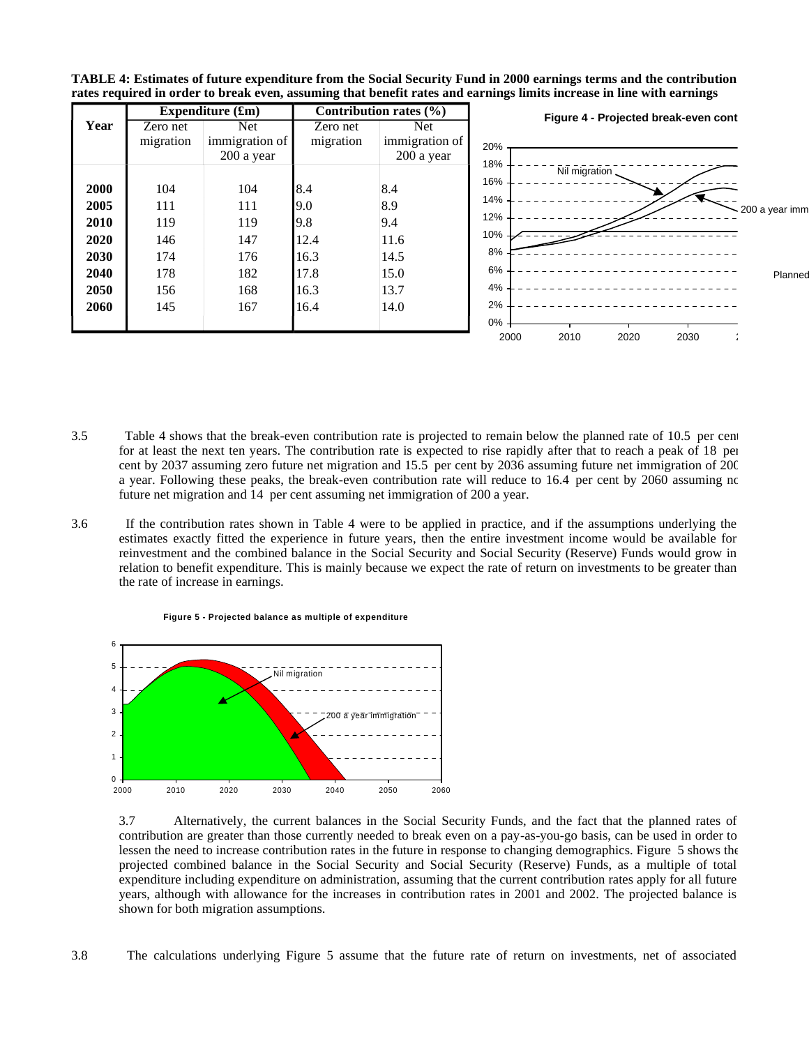**TABLE 4: Estimates of future expenditure from the Social Security Fund in 2000 earnings terms and the contribution rates required in order to break even, assuming that benefit rates and earnings limits increase in line with earnings**

| Year | Expenditure (£m) | | Contribution rates (%) | |
|---|---|---|---|---|
| | Zero net migration | Net immigration of 200 a year | Zero net migration | Net immigration of 200 a year |
| **2000** | 104 | 104 | 8.4 | 8.4 |
| **2005** | 111 | 111 | 9.0 | 8.9 |
| **2010** | 119 | 119 | 9.8 | 9.4 |
| **2020** | 146 | 147 | 12.4 | 11.6 |
| **2030** | 174 | 176 | 16.3 | 14.5 |
| **2040** | 178 | 182 | 17.8 | 15.0 |
| **2050** | 156 | 168 | 16.3 | 13.7 |
| **2060** | 145 | 167 | 16.4 | 14.0 |

**Figure 4 - Projected break-even cont**

3.5 Table 4 shows that the break-even contribution rate is projected to remain below the planned rate of 10.5 per cent for at least the next ten years. The contribution rate is expected to rise rapidly after that to reach a peak of 18 per cent by 2037 assuming zero future net migration and 15.5 per cent by 2036 assuming future net immigration of 200 a year. Following these peaks, the break-even contribution rate will reduce to 16.4 per cent by 2060 assuming no future net migration and 14 per cent assuming net immigration of 200 a year.

3.6 If the contribution rates shown in Table 4 were to be applied in practice, and if the assumptions underlying the estimates exactly fitted the experience in future years, then the entire investment income would be available for reinvestment and the combined balance in the Social Security and Social Security (Reserve) Funds would grow in relation to benefit expenditure. This is mainly because we expect the rate of return on investments to be greater than the rate of increase in earnings.

**Figure 5 - Projected balance as multiple of expenditure**

3.7 Alternatively, the current balances in the Social Security Funds, and the fact that the planned rates of contribution are greater than those currently needed to break even on a pay-as-you-go basis, can be used in order to lessen the need to increase contribution rates in the future in response to changing demographics. Figure 5 shows the projected combined balance in the Social Security and Social Security (Reserve) Funds, as a multiple of total expenditure including expenditure on administration, assuming that the current contribution rates apply for all future years, although with allowance for the increases in contribution rates in 2001 and 2002. The projected balance is shown for both migration assumptions.

3.8 The calculations underlying Figure 5 assume that the future rate of return on investments, net of associated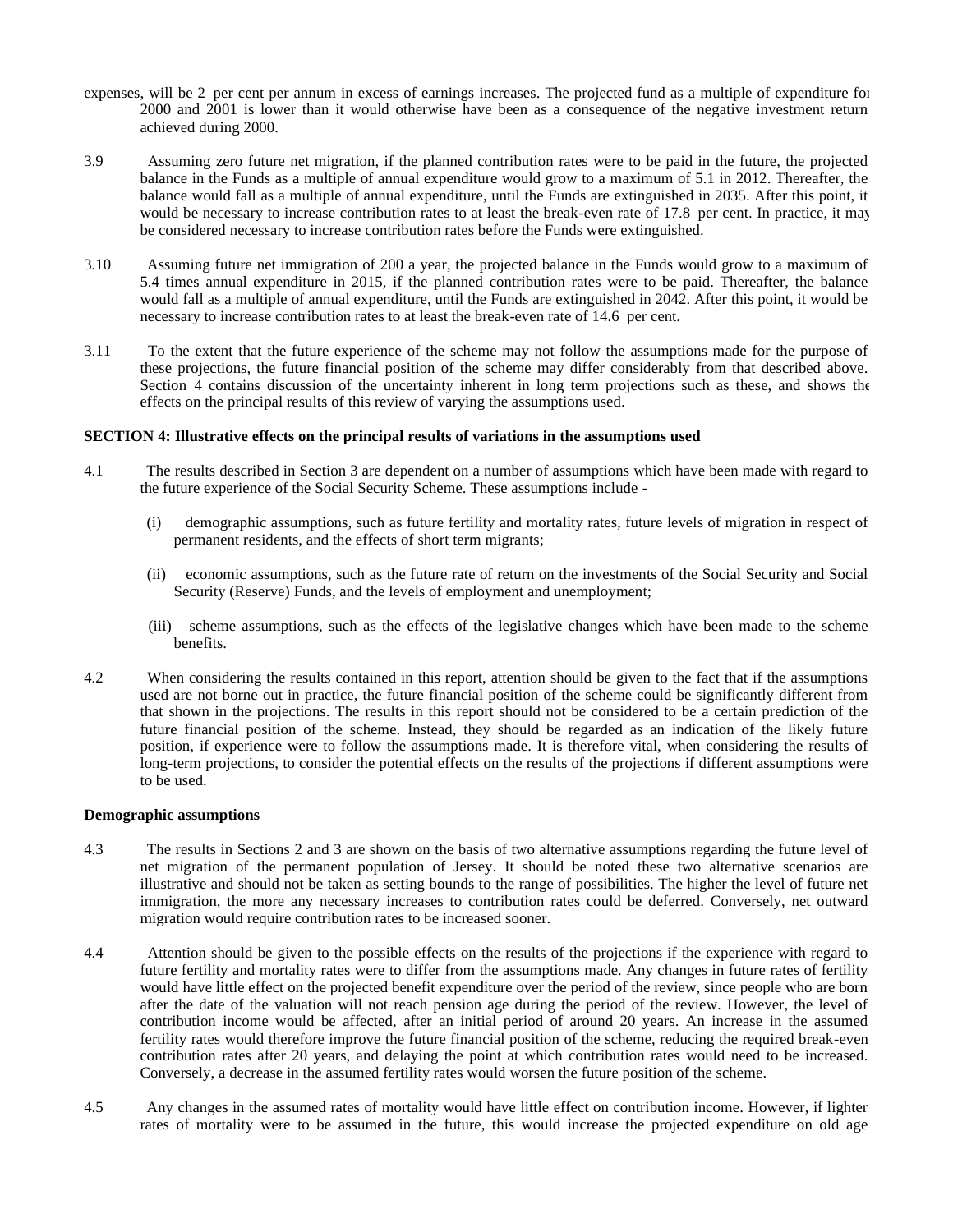expenses, will be 2 per cent per annum in excess of earnings increases. The projected fund as a multiple of expenditure for 2000 and 2001 is lower than it would otherwise have been as a consequence of the negative investment return achieved during 2000.

3.9 Assuming zero future net migration, if the planned contribution rates were to be paid in the future, the projected balance in the Funds as a multiple of annual expenditure would grow to a maximum of 5.1 in 2012. Thereafter, the balance would fall as a multiple of annual expenditure, until the Funds are extinguished in 2035. After this point, it would be necessary to increase contribution rates to at least the break-even rate of 17.8 per cent. In practice, it may be considered necessary to increase contribution rates before the Funds were extinguished.

3.10 Assuming future net immigration of 200 a year, the projected balance in the Funds would grow to a maximum of 5.4 times annual expenditure in 2015, if the planned contribution rates were to be paid. Thereafter, the balance would fall as a multiple of annual expenditure, until the Funds are extinguished in 2042. After this point, it would be necessary to increase contribution rates to at least the break-even rate of 14.6 per cent.

3.11 To the extent that the future experience of the scheme may not follow the assumptions made for the purpose of these projections, the future financial position of the scheme may differ considerably from that described above. Section 4 contains discussion of the uncertainty inherent in long term projections such as these, and shows the effects on the principal results of this review of varying the assumptions used.

**SECTION 4: Illustrative effects on the principal results of variations in the assumptions used**

4.1 The results described in Section 3 are dependent on a number of assumptions which have been made with regard to the future experience of the Social Security Scheme. These assumptions include -

(i) demographic assumptions, such as future fertility and mortality rates, future levels of migration in respect of permanent residents, and the effects of short term migrants;

(ii) economic assumptions, such as the future rate of return on the investments of the Social Security and Social Security (Reserve) Funds, and the levels of employment and unemployment;

(iii) scheme assumptions, such as the effects of the legislative changes which have been made to the scheme benefits.

4.2 When considering the results contained in this report, attention should be given to the fact that if the assumptions used are not borne out in practice, the future financial position of the scheme could be significantly different from that shown in the projections. The results in this report should not be considered to be a certain prediction of the future financial position of the scheme. Instead, they should be regarded as an indication of the likely future position, if experience were to follow the assumptions made. It is therefore vital, when considering the results of long-term projections, to consider the potential effects on the results of the projections if different assumptions were to be used.

**Demographic assumptions**

4.3 The results in Sections 2 and 3 are shown on the basis of two alternative assumptions regarding the future level of net migration of the permanent population of Jersey. It should be noted these two alternative scenarios are illustrative and should not be taken as setting bounds to the range of possibilities. The higher the level of future net immigration, the more any necessary increases to contribution rates could be deferred. Conversely, net outward migration would require contribution rates to be increased sooner.

4.4 Attention should be given to the possible effects on the results of the projections if the experience with regard to future fertility and mortality rates were to differ from the assumptions made. Any changes in future rates of fertility would have little effect on the projected benefit expenditure over the period of the review, since people who are born after the date of the valuation will not reach pension age during the period of the review. However, the level of contribution income would be affected, after an initial period of around 20 years. An increase in the assumed fertility rates would therefore improve the future financial position of the scheme, reducing the required break-even contribution rates after 20 years, and delaying the point at which contribution rates would need to be increased. Conversely, a decrease in the assumed fertility rates would worsen the future position of the scheme.

4.5 Any changes in the assumed rates of mortality would have little effect on contribution income. However, if lighter rates of mortality were to be assumed in the future, this would increase the projected expenditure on old age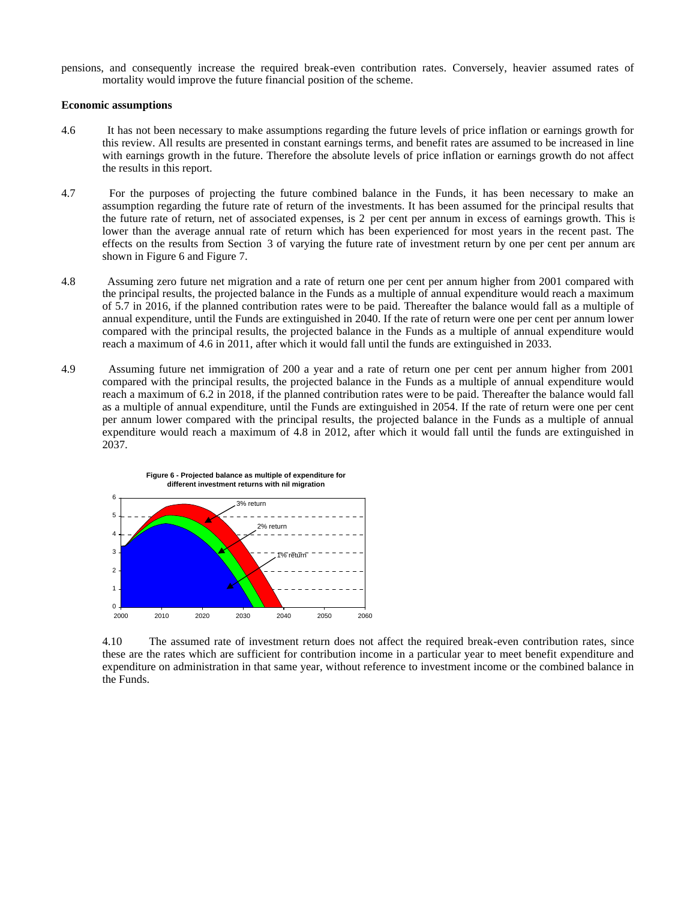pensions, and consequently increase the required break-even contribution rates. Conversely, heavier assumed rates of mortality would improve the future financial position of the scheme.

**Economic assumptions**

4.6 It has not been necessary to make assumptions regarding the future levels of price inflation or earnings growth for this review. All results are presented in constant earnings terms, and benefit rates are assumed to be increased in line with earnings growth in the future. Therefore the absolute levels of price inflation or earnings growth do not affect the results in this report.

4.7 For the purposes of projecting the future combined balance in the Funds, it has been necessary to make an assumption regarding the future rate of return of the investments. It has been assumed for the principal results that the future rate of return, net of associated expenses, is 2 per cent per annum in excess of earnings growth. This is lower than the average annual rate of return which has been experienced for most years in the recent past. The effects on the results from Section 3 of varying the future rate of investment return by one per cent per annum are shown in Figure 6 and Figure 7.

4.8 Assuming zero future net migration and a rate of return one per cent per annum higher from 2001 compared with the principal results, the projected balance in the Funds as a multiple of annual expenditure would reach a maximum of 5.7 in 2016, if the planned contribution rates were to be paid. Thereafter the balance would fall as a multiple of annual expenditure, until the Funds are extinguished in 2040. If the rate of return were one per cent per annum lower compared with the principal results, the projected balance in the Funds as a multiple of annual expenditure would reach a maximum of 4.6 in 2011, after which it would fall until the funds are extinguished in 2033.

4.9 Assuming future net immigration of 200 a year and a rate of return one per cent per annum higher from 2001 compared with the principal results, the projected balance in the Funds as a multiple of annual expenditure would reach a maximum of 6.2 in 2018, if the planned contribution rates were to be paid. Thereafter the balance would fall as a multiple of annual expenditure, until the Funds are extinguished in 2054. If the rate of return were one per cent per annum lower compared with the principal results, the projected balance in the Funds as a multiple of annual expenditure would reach a maximum of 4.8 in 2012, after which it would fall until the funds are extinguished in 2037.

**Figure 6 - Projected balance as multiple of expenditure for different investment returns with nil migration**

4.10 The assumed rate of investment return does not affect the required break-even contribution rates, since these are the rates which are sufficient for contribution income in a particular year to meet benefit expenditure and expenditure on administration in that same year, without reference to investment income or the combined balance in the Funds.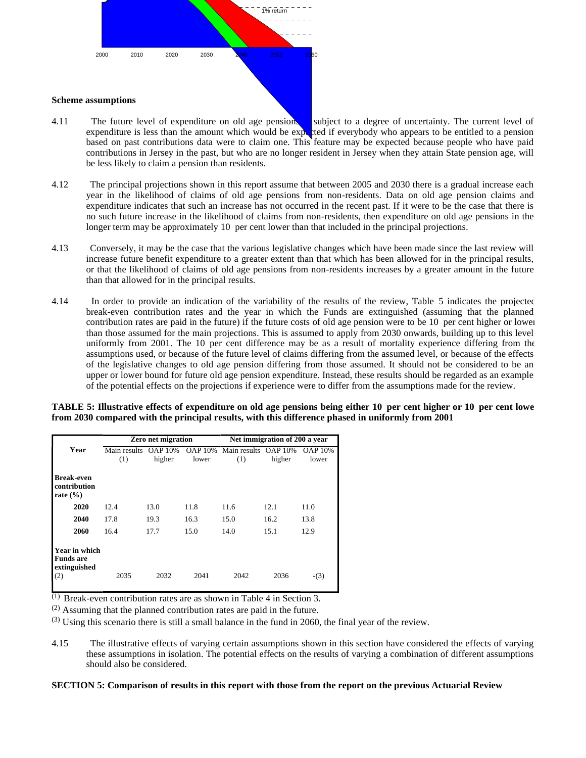**Scheme assumptions**

4.11 The future level of expenditure on old age pensions is subject to a degree of uncertainty. The current level of expenditure is less than the amount which would be expected if everybody who appears to be entitled to a pension based on past contributions data were to claim one. This feature may be expected because people who have paid contributions in Jersey in the past, but who are no longer resident in Jersey when they attain State pension age, will be less likely to claim a pension than residents.

4.12 The principal projections shown in this report assume that between 2005 and 2030 there is a gradual increase each year in the likelihood of claims of old age pensions from non-residents. Data on old age pension claims and expenditure indicates that such an increase has not occurred in the recent past. If it were to be the case that there is no such future increase in the likelihood of claims from non-residents, then expenditure on old age pensions in the longer term may be approximately 10 per cent lower than that included in the principal projections.

4.13 Conversely, it may be the case that the various legislative changes which have been made since the last review will increase future benefit expenditure to a greater extent than that which has been allowed for in the principal results, or that the likelihood of claims of old age pensions from non-residents increases by a greater amount in the future than that allowed for in the principal results.

4.14 In order to provide an indication of the variability of the results of the review, Table 5 indicates the projected break-even contribution rates and the year in which the Funds are extinguished (assuming that the planned contribution rates are paid in the future) if the future costs of old age pension were to be 10 per cent higher or lower than those assumed for the main projections. This is assumed to apply from 2030 onwards, building up to this level uniformly from 2001. The 10 per cent difference may be as a result of mortality experience differing from the assumptions used, or because of the future level of claims differing from the assumed level, or because of the effects of the legislative changes to old age pension differing from those assumed. It should not be considered to be an upper or lower bound for future old age pension expenditure. Instead, these results should be regarded as an example of the potential effects on the projections if experience were to differ from the assumptions made for the review.

**TABLE 5: Illustrative effects of expenditure on old age pensions being either 10 per cent higher or 10 per cent lower from 2030 compared with the principal results, with this difference phased in uniformly from 2001**

| Year | Zero net migration | | | Net immigration of 200 a year | | |
|---|---|---|---|---|---|---|
| | Main results (1) | OAP 10% higher | OAP 10% lower | Main results (1) | OAP 10% higher | OAP 10% lower |
| **Break-even contribution rate (%)** | | | | | | |
| **2020** | 12.4 | 13.0 | 11.8 | 11.6 | 12.1 | 11.0 |
| **2040** | 17.8 | 19.3 | 16.3 | 15.0 | 16.2 | 13.8 |
| **2060** | 16.4 | 17.7 | 15.0 | 14.0 | 15.1 | 12.9 |
| **Year in which Funds are extinguished** (2) | 2035 | 2032 | 2041 | 2042 | 2036 | -(3) |

(1) Break-even contribution rates are as shown in Table 4 in Section 3.

(2) Assuming that the planned contribution rates are paid in the future.

(3) Using this scenario there is still a small balance in the fund in 2060, the final year of the review.

4.15 The illustrative effects of varying certain assumptions shown in this section have considered the effects of varying these assumptions in isolation. The potential effects on the results of varying a combination of different assumptions should also be considered.

**SECTION 5: Comparison of results in this report with those from the report on the previous Actuarial Review**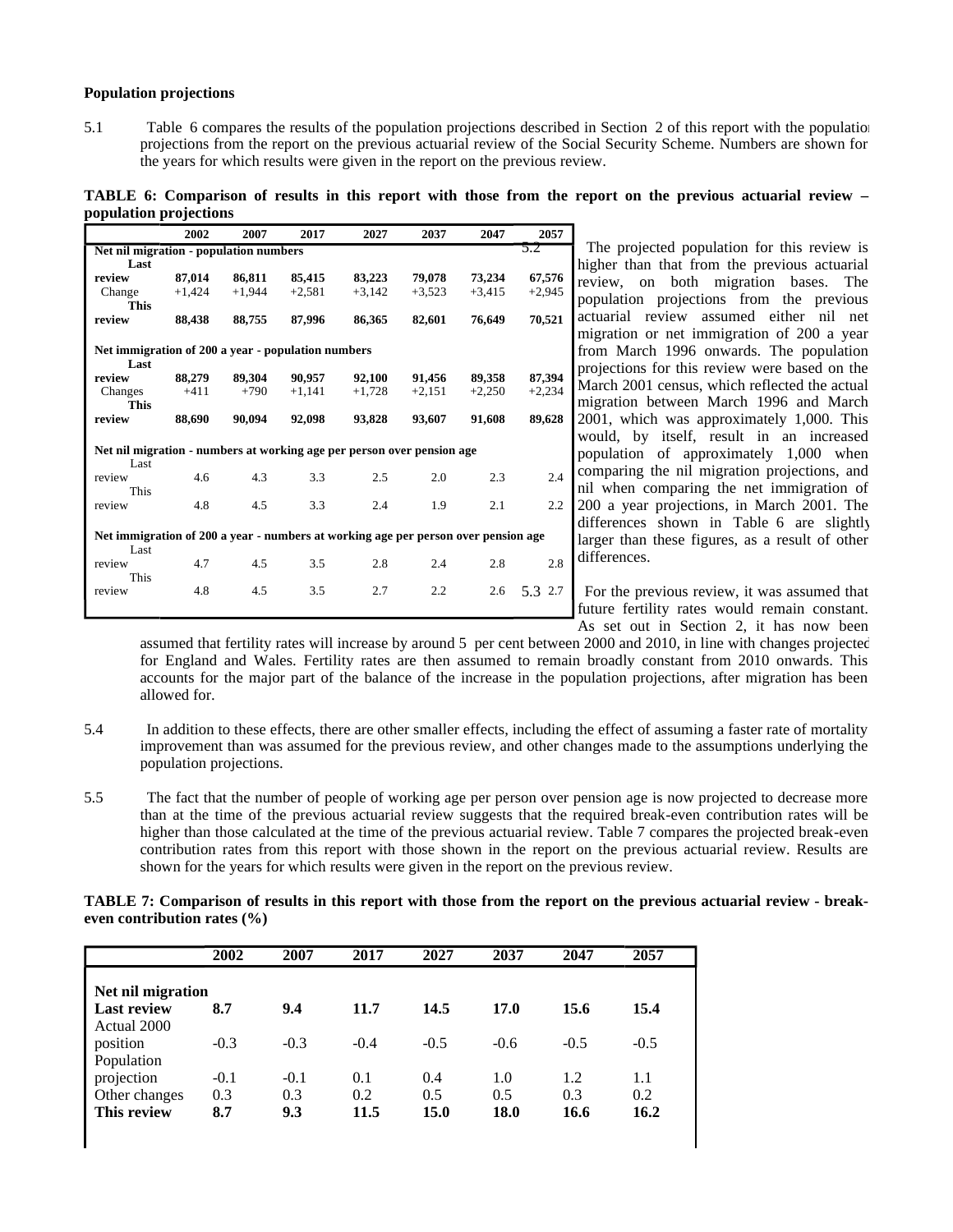**Population projections**

5.1 Table 6 compares the results of the population projections described in Section 2 of this report with the population projections from the report on the previous actuarial review of the Social Security Scheme. Numbers are shown for the years for which results were given in the report on the previous review.

**TABLE 6: Comparison of results in this report with those from the report on the previous actuarial review – population projections**

| | 2002 | 2007 | 2017 | 2027 | 2037 | 2047 | 2057 |
|---|---|---|---|---|---|---|---|
| **Net nil migration - population numbers** | | | | | | | |
| **Last review** | **87,014** | **86,811** | **85,415** | **83,223** | **79,078** | **73,234** | **67,576** |
| Change | +1,424 | +1,944 | +2,581 | +3,142 | +3,523 | +3,415 | +2,945 |
| **This review** | **88,438** | **88,755** | **87,996** | **86,365** | **82,601** | **76,649** | **70,521** |
| **Net immigration of 200 a year - population numbers** | | | | | | | |
| **Last review** | **88,279** | **89,304** | **90,957** | **92,100** | **91,456** | **89,358** | **87,394** |
| Changes | +411 | +790 | +1,141 | +1,728 | +2,151 | +2,250 | +2,234 |
| **This review** | **88,690** | **90,094** | **92,098** | **93,828** | **93,607** | **91,608** | **89,628** |
| **Net nil migration - numbers at working age per person over pension age** | | | | | | | |
| Last review | 4.6 | 4.3 | 3.3 | 2.5 | 2.0 | 2.3 | 2.4 |
| This review | 4.8 | 4.5 | 3.3 | 2.4 | 1.9 | 2.1 | 2.2 |
| **Net immigration of 200 a year - numbers at working age per person over pension age** | | | | | | | |
| Last review | 4.7 | 4.5 | 3.5 | 2.8 | 2.4 | 2.8 | 2.8 |
| This review | 4.8 | 4.5 | 3.5 | 2.7 | 2.2 | 2.6 | 2.7 |

5.2 The projected population for this review is higher than that from the previous actuarial review, on both migration bases. The population projections from the previous actuarial review assumed either nil net migration or net immigration of 200 a year from March 1996 onwards. The population projections for this review were based on the March 2001 census, which reflected the actual migration between March 1996 and March 2001, which was approximately 1,000. This would, by itself, result in an increased population of approximately 1,000 when comparing the nil migration projections, and nil when comparing the net immigration of 200 a year projections, in March 2001. The differences shown in Table 6 are slightly larger than these figures, as a result of other differences.

5.3 For the previous review, it was assumed that future fertility rates would remain constant. As set out in Section 2, it has now been assumed that fertility rates will increase by around 5 per cent between 2000 and 2010, in line with changes projected for England and Wales. Fertility rates are then assumed to remain broadly constant from 2010 onwards. This accounts for the major part of the balance of the increase in the population projections, after migration has been allowed for.

5.4 In addition to these effects, there are other smaller effects, including the effect of assuming a faster rate of mortality improvement than was assumed for the previous review, and other changes made to the assumptions underlying the population projections.

5.5 The fact that the number of people of working age per person over pension age is now projected to decrease more than at the time of the previous actuarial review suggests that the required break-even contribution rates will be higher than those calculated at the time of the previous actuarial review. Table 7 compares the projected break-even contribution rates from this report with those shown in the report on the previous actuarial review. Results are shown for the years for which results were given in the report on the previous review.

**TABLE 7: Comparison of results in this report with those from the report on the previous actuarial review - break-even contribution rates (%)**

| | 2002 | 2007 | 2017 | 2027 | 2037 | 2047 | 2057 |
|---|---|---|---|---|---|---|---|
| **Net nil migration** | | | | | | | |
| **Last review** | **8.7** | **9.4** | **11.7** | **14.5** | **17.0** | **15.6** | **15.4** |
| Actual 2000 position | -0.3 | -0.3 | -0.4 | -0.5 | -0.6 | -0.5 | -0.5 |
| Population projection | -0.1 | -0.1 | 0.1 | 0.4 | 1.0 | 1.2 | 1.1 |
| Other changes | 0.3 | 0.3 | 0.2 | 0.5 | 0.5 | 0.3 | 0.2 |
| **This review** | **8.7** | **9.3** | **11.5** | **15.0** | **18.0** | **16.6** | **16.2** |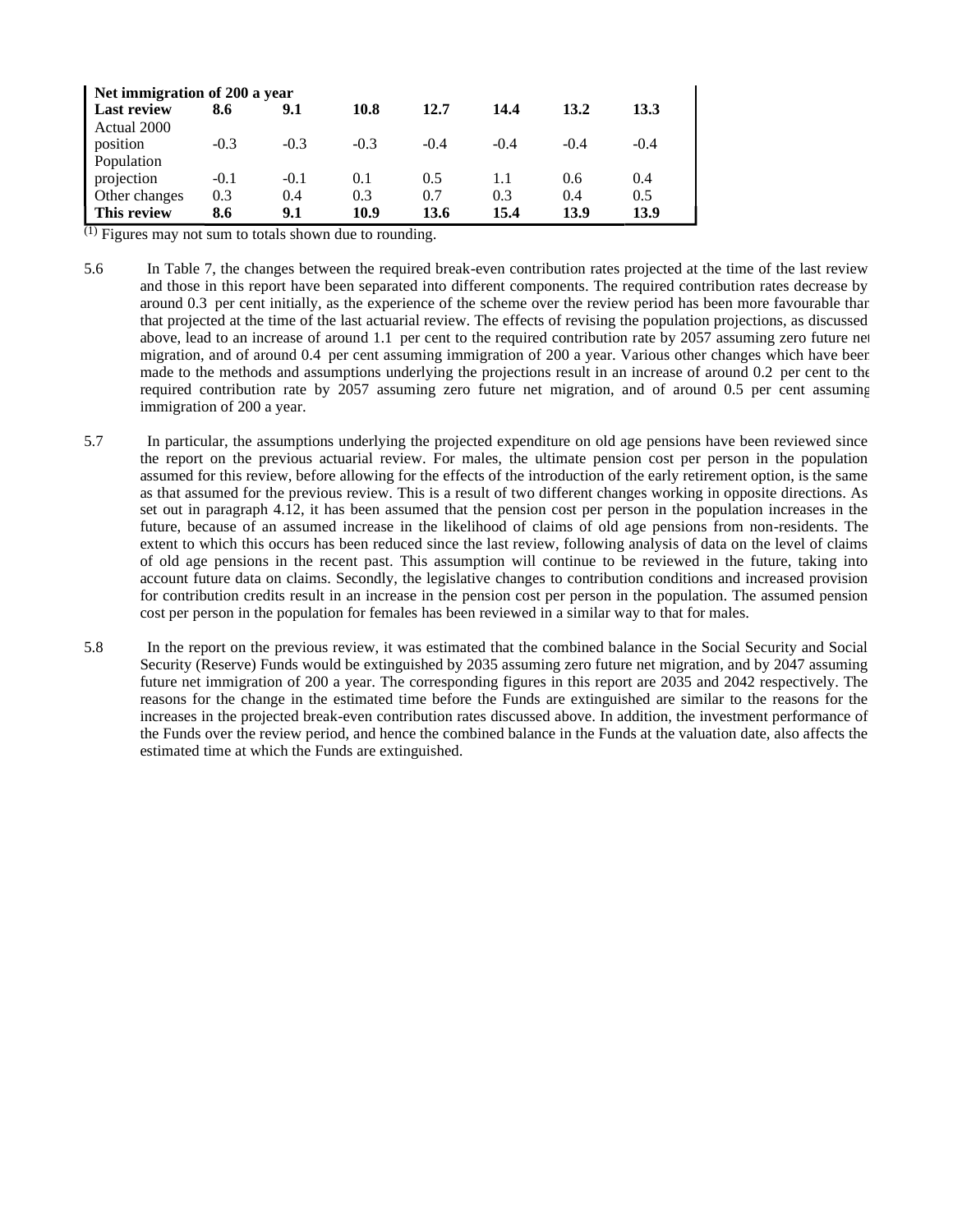| Net immigration of 200 a year | | | | | | | |
|---|---|---|---|---|---|---|---|
| **Last review** | **8.6** | **9.1** | **10.8** | **12.7** | **14.4** | **13.2** | **13.3** |
| Actual 2000 position | -0.3 | -0.3 | -0.3 | -0.4 | -0.4 | -0.4 | -0.4 |
| Population projection | -0.1 | -0.1 | 0.1 | 0.5 | 1.1 | 0.6 | 0.4 |
| Other changes | 0.3 | 0.4 | 0.3 | 0.7 | 0.3 | 0.4 | 0.5 |
| **This review** | **8.6** | **9.1** | **10.9** | **13.6** | **15.4** | **13.9** | **13.9** |

(1) Figures may not sum to totals shown due to rounding.

5.6 In Table 7, the changes between the required break-even contribution rates projected at the time of the last review and those in this report have been separated into different components. The required contribution rates decrease by around 0.3 per cent initially, as the experience of the scheme over the review period has been more favourable than that projected at the time of the last actuarial review. The effects of revising the population projections, as discussed above, lead to an increase of around 1.1 per cent to the required contribution rate by 2057 assuming zero future net migration, and of around 0.4 per cent assuming immigration of 200 a year. Various other changes which have been made to the methods and assumptions underlying the projections result in an increase of around 0.2 per cent to the required contribution rate by 2057 assuming zero future net migration, and of around 0.5 per cent assuming immigration of 200 a year.

5.7 In particular, the assumptions underlying the projected expenditure on old age pensions have been reviewed since the report on the previous actuarial review. For males, the ultimate pension cost per person in the population assumed for this review, before allowing for the effects of the introduction of the early retirement option, is the same as that assumed for the previous review. This is a result of two different changes working in opposite directions. As set out in paragraph 4.12, it has been assumed that the pension cost per person in the population increases in the future, because of an assumed increase in the likelihood of claims of old age pensions from non-residents. The extent to which this occurs has been reduced since the last review, following analysis of data on the level of claims of old age pensions in the recent past. This assumption will continue to be reviewed in the future, taking into account future data on claims. Secondly, the legislative changes to contribution conditions and increased provision for contribution credits result in an increase in the pension cost per person in the population. The assumed pension cost per person in the population for females has been reviewed in a similar way to that for males.

5.8 In the report on the previous review, it was estimated that the combined balance in the Social Security and Social Security (Reserve) Funds would be extinguished by 2035 assuming zero future net migration, and by 2047 assuming future net immigration of 200 a year. The corresponding figures in this report are 2035 and 2042 respectively. The reasons for the change in the estimated time before the Funds are extinguished are similar to the reasons for the increases in the projected break-even contribution rates discussed above. In addition, the investment performance of the Funds over the review period, and hence the combined balance in the Funds at the valuation date, also affects the estimated time at which the Funds are extinguished.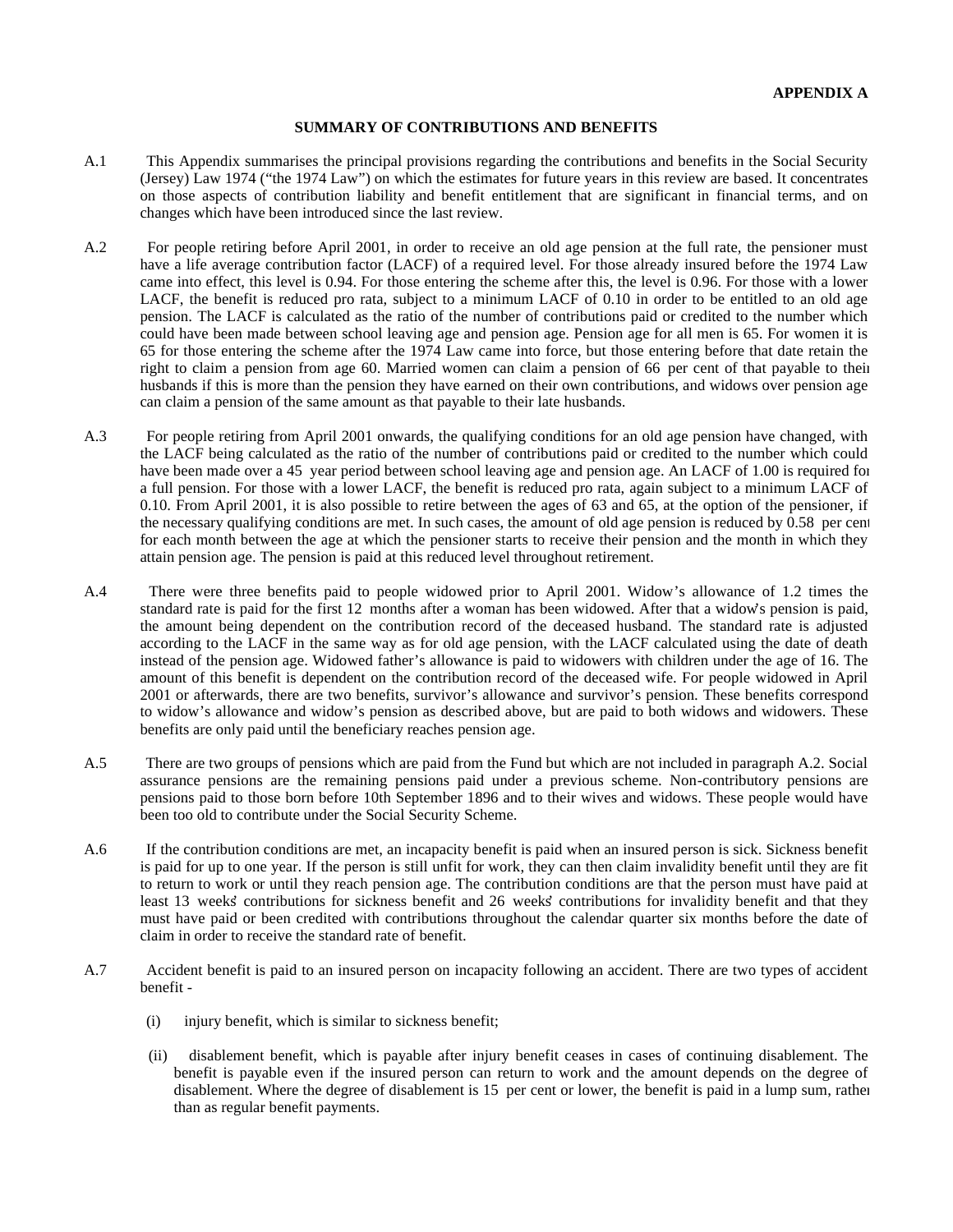**APPENDIX A**

## SUMMARY OF CONTRIBUTIONS AND BENEFITS

A.1 This Appendix summarises the principal provisions regarding the contributions and benefits in the Social Security (Jersey) Law 1974 ("the 1974 Law") on which the estimates for future years in this review are based. It concentrates on those aspects of contribution liability and benefit entitlement that are significant in financial terms, and on changes which have been introduced since the last review.

A.2 For people retiring before April 2001, in order to receive an old age pension at the full rate, the pensioner must have a life average contribution factor (LACF) of a required level. For those already insured before the 1974 Law came into effect, this level is 0.94. For those entering the scheme after this, the level is 0.96. For those with a lower LACF, the benefit is reduced pro rata, subject to a minimum LACF of 0.10 in order to be entitled to an old age pension. The LACF is calculated as the ratio of the number of contributions paid or credited to the number which could have been made between school leaving age and pension age. Pension age for all men is 65. For women it is 65 for those entering the scheme after the 1974 Law came into force, but those entering before that date retain the right to claim a pension from age 60. Married women can claim a pension of 66 per cent of that payable to their husbands if this is more than the pension they have earned on their own contributions, and widows over pension age can claim a pension of the same amount as that payable to their late husbands.

A.3 For people retiring from April 2001 onwards, the qualifying conditions for an old age pension have changed, with the LACF being calculated as the ratio of the number of contributions paid or credited to the number which could have been made over a 45 year period between school leaving age and pension age. An LACF of 1.00 is required for a full pension. For those with a lower LACF, the benefit is reduced pro rata, again subject to a minimum LACF of 0.10. From April 2001, it is also possible to retire between the ages of 63 and 65, at the option of the pensioner, if the necessary qualifying conditions are met. In such cases, the amount of old age pension is reduced by 0.58 per cent for each month between the age at which the pensioner starts to receive their pension and the month in which they attain pension age. The pension is paid at this reduced level throughout retirement.

A.4 There were three benefits paid to people widowed prior to April 2001. Widow's allowance of 1.2 times the standard rate is paid for the first 12 months after a woman has been widowed. After that a widow's pension is paid, the amount being dependent on the contribution record of the deceased husband. The standard rate is adjusted according to the LACF in the same way as for old age pension, with the LACF calculated using the date of death instead of the pension age. Widowed father's allowance is paid to widowers with children under the age of 16. The amount of this benefit is dependent on the contribution record of the deceased wife. For people widowed in April 2001 or afterwards, there are two benefits, survivor's allowance and survivor's pension. These benefits correspond to widow's allowance and widow's pension as described above, but are paid to both widows and widowers. These benefits are only paid until the beneficiary reaches pension age.

A.5 There are two groups of pensions which are paid from the Fund but which are not included in paragraph A.2. Social assurance pensions are the remaining pensions paid under a previous scheme. Non-contributory pensions are pensions paid to those born before 10th September 1896 and to their wives and widows. These people would have been too old to contribute under the Social Security Scheme.

A.6 If the contribution conditions are met, an incapacity benefit is paid when an insured person is sick. Sickness benefit is paid for up to one year. If the person is still unfit for work, they can then claim invalidity benefit until they are fit to return to work or until they reach pension age. The contribution conditions are that the person must have paid at least 13 weeks' contributions for sickness benefit and 26 weeks' contributions for invalidity benefit and that they must have paid or been credited with contributions throughout the calendar quarter six months before the date of claim in order to receive the standard rate of benefit.

A.7 Accident benefit is paid to an insured person on incapacity following an accident. There are two types of accident benefit -

(i) injury benefit, which is similar to sickness benefit;

(ii) disablement benefit, which is payable after injury benefit ceases in cases of continuing disablement. The benefit is payable even if the insured person can return to work and the amount depends on the degree of disablement. Where the degree of disablement is 15 per cent or lower, the benefit is paid in a lump sum, rather than as regular benefit payments.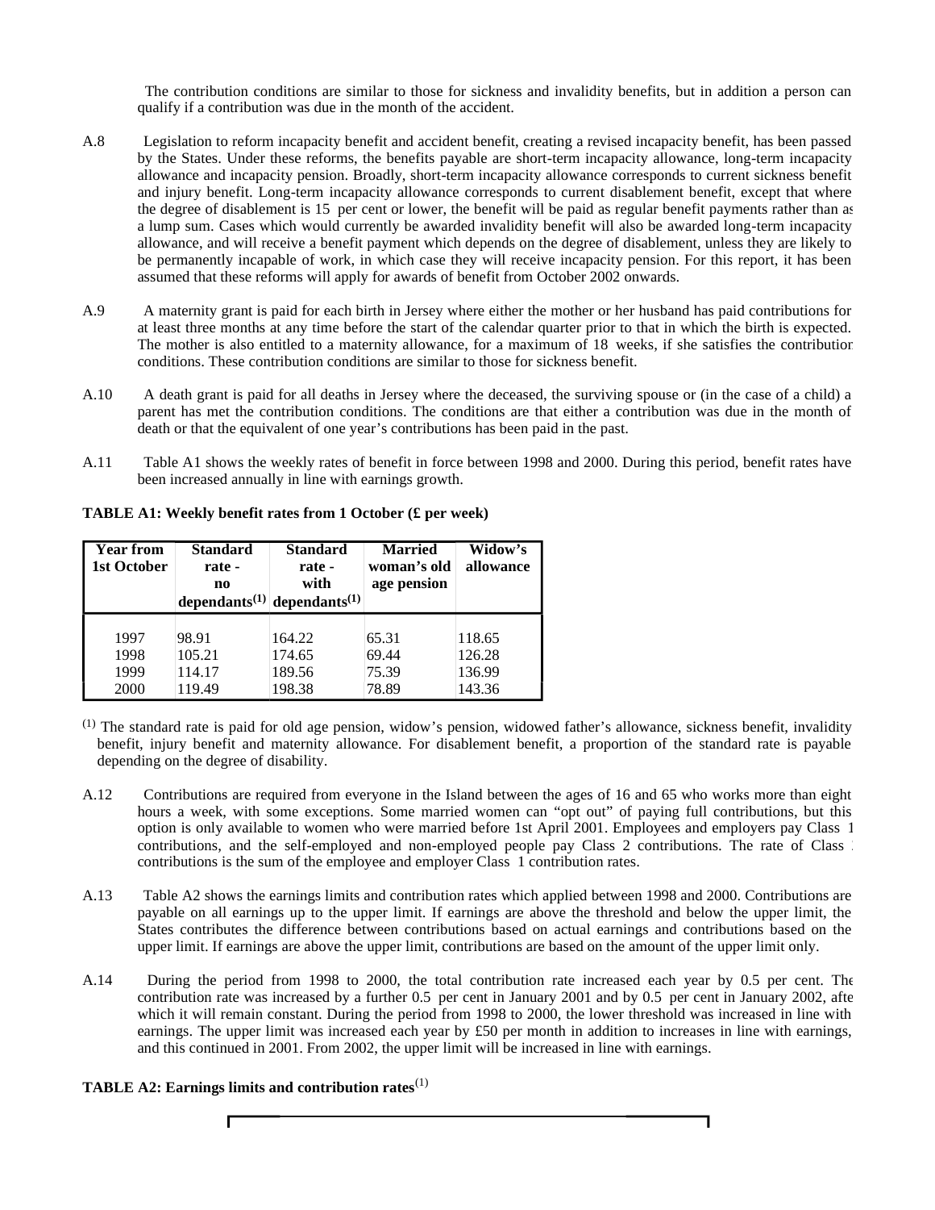The contribution conditions are similar to those for sickness and invalidity benefits, but in addition a person can qualify if a contribution was due in the month of the accident.

A.8 Legislation to reform incapacity benefit and accident benefit, creating a revised incapacity benefit, has been passed by the States. Under these reforms, the benefits payable are short-term incapacity allowance, long-term incapacity allowance and incapacity pension. Broadly, short-term incapacity allowance corresponds to current sickness benefit and injury benefit. Long-term incapacity allowance corresponds to current disablement benefit, except that where the degree of disablement is 15 per cent or lower, the benefit will be paid as regular benefit payments rather than as a lump sum. Cases which would currently be awarded invalidity benefit will also be awarded long-term incapacity allowance, and will receive a benefit payment which depends on the degree of disablement, unless they are likely to be permanently incapable of work, in which case they will receive incapacity pension. For this report, it has been assumed that these reforms will apply for awards of benefit from October 2002 onwards.

A.9 A maternity grant is paid for each birth in Jersey where either the mother or her husband has paid contributions for at least three months at any time before the start of the calendar quarter prior to that in which the birth is expected. The mother is also entitled to a maternity allowance, for a maximum of 18 weeks, if she satisfies the contribution conditions. These contribution conditions are similar to those for sickness benefit.

A.10 A death grant is paid for all deaths in Jersey where the deceased, the surviving spouse or (in the case of a child) a parent has met the contribution conditions. The conditions are that either a contribution was due in the month of death or that the equivalent of one year's contributions has been paid in the past.

A.11 Table A1 shows the weekly rates of benefit in force between 1998 and 2000. During this period, benefit rates have been increased annually in line with earnings growth.

**TABLE A1: Weekly benefit rates from 1 October (£ per week)**

| Year from 1st October | Standard rate - no dependants(1) | Standard rate - with dependants(1) | Married woman's old age pension | Widow's allowance |
|---|---|---|---|---|
| 1997 | 98.91 | 164.22 | 65.31 | 118.65 |
| 1998 | 105.21 | 174.65 | 69.44 | 126.28 |
| 1999 | 114.17 | 189.56 | 75.39 | 136.99 |
| 2000 | 119.49 | 198.38 | 78.89 | 143.36 |

(1) The standard rate is paid for old age pension, widow's pension, widowed father's allowance, sickness benefit, invalidity benefit, injury benefit and maternity allowance. For disablement benefit, a proportion of the standard rate is payable depending on the degree of disability.

A.12 Contributions are required from everyone in the Island between the ages of 16 and 65 who works more than eight hours a week, with some exceptions. Some married women can "opt out" of paying full contributions, but this option is only available to women who were married before 1st April 2001. Employees and employers pay Class 1 contributions, and the self-employed and non-employed people pay Class 2 contributions. The rate of Class 2 contributions is the sum of the employee and employer Class 1 contribution rates.

A.13 Table A2 shows the earnings limits and contribution rates which applied between 1998 and 2000. Contributions are payable on all earnings up to the upper limit. If earnings are above the threshold and below the upper limit, the States contributes the difference between contributions based on actual earnings and contributions based on the upper limit. If earnings are above the upper limit, contributions are based on the amount of the upper limit only.

A.14 During the period from 1998 to 2000, the total contribution rate increased each year by 0.5 per cent. The contribution rate was increased by a further 0.5 per cent in January 2001 and by 0.5 per cent in January 2002, after which it will remain constant. During the period from 1998 to 2000, the lower threshold was increased in line with earnings. The upper limit was increased each year by £50 per month in addition to increases in line with earnings, and this continued in 2001. From 2002, the upper limit will be increased in line with earnings.

**TABLE A2: Earnings limits and contribution rates**(1)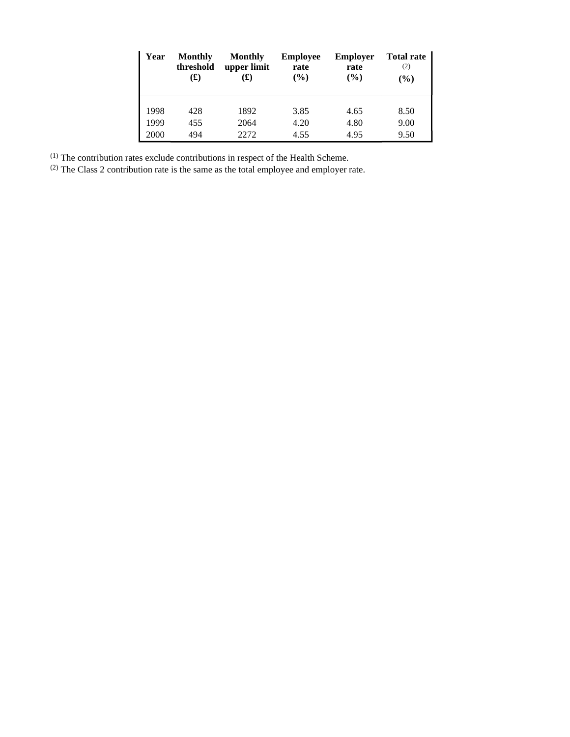| Year | Monthly threshold (£) | Monthly upper limit (£) | Employee rate (%) | Employer rate (%) | Total rate [2] (%) |
|---|---|---|---|---|---|
| 1998 | 428 | 1892 | 3.85 | 4.65 | 8.50 |
| 1999 | 455 | 2064 | 4.20 | 4.80 | 9.00 |
| 2000 | 494 | 2272 | 4.55 | 4.95 | 9.50 |

(1) The contribution rates exclude contributions in respect of the Health Scheme.

(2) The Class 2 contribution rate is the same as the total employee and employer rate.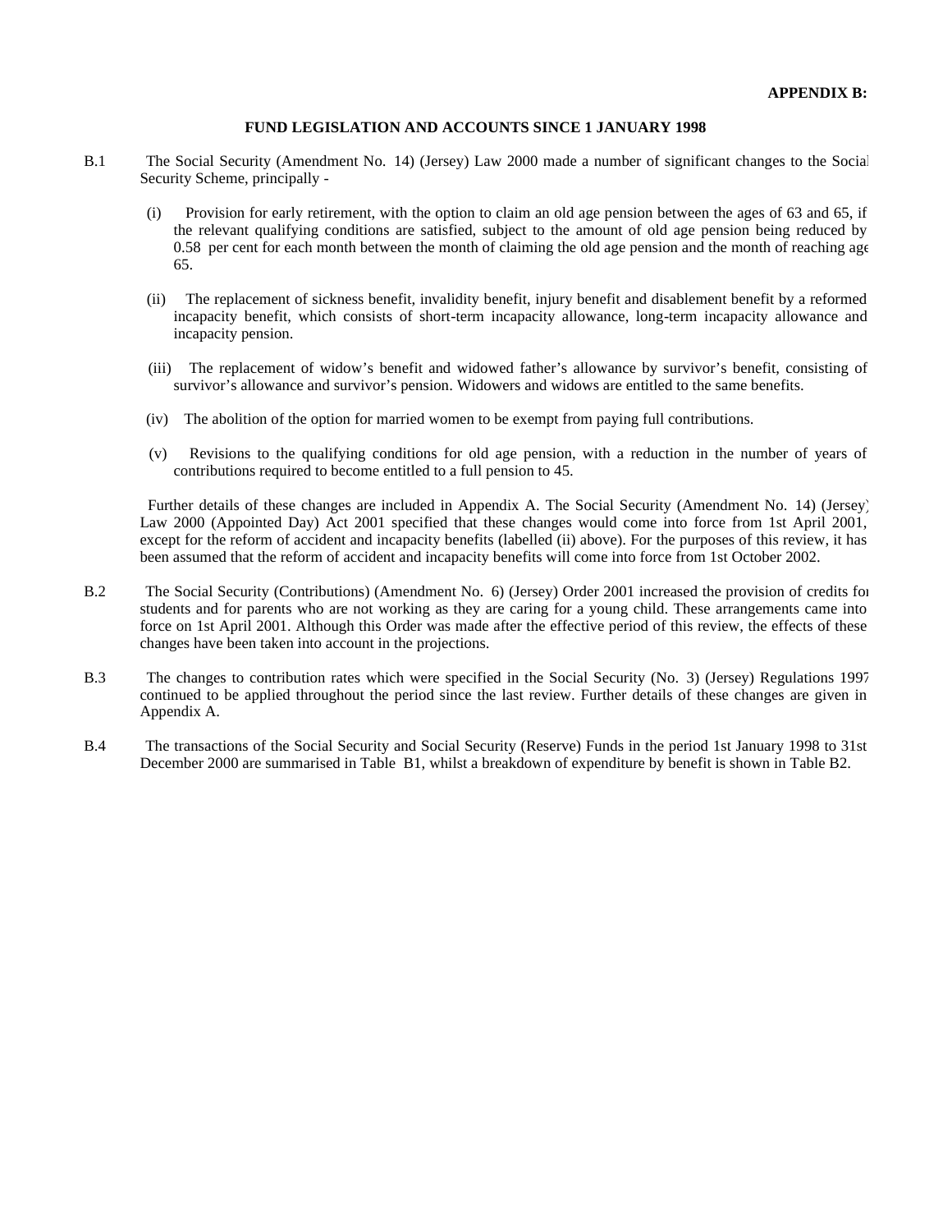**APPENDIX B:**

## FUND LEGISLATION AND ACCOUNTS SINCE 1 JANUARY 1998

B.1 The Social Security (Amendment No. 14) (Jersey) Law 2000 made a number of significant changes to the Social Security Scheme, principally -

(i) Provision for early retirement, with the option to claim an old age pension between the ages of 63 and 65, if the relevant qualifying conditions are satisfied, subject to the amount of old age pension being reduced by 0.58 per cent for each month between the month of claiming the old age pension and the month of reaching age 65.

(ii) The replacement of sickness benefit, invalidity benefit, injury benefit and disablement benefit by a reformed incapacity benefit, which consists of short-term incapacity allowance, long-term incapacity allowance and incapacity pension.

(iii) The replacement of widow's benefit and widowed father's allowance by survivor's benefit, consisting of survivor's allowance and survivor's pension. Widowers and widows are entitled to the same benefits.

(iv) The abolition of the option for married women to be exempt from paying full contributions.

(v) Revisions to the qualifying conditions for old age pension, with a reduction in the number of years of contributions required to become entitled to a full pension to 45.

Further details of these changes are included in Appendix A. The Social Security (Amendment No. 14) (Jersey) Law 2000 (Appointed Day) Act 2001 specified that these changes would come into force from 1st April 2001, except for the reform of accident and incapacity benefits (labelled (ii) above). For the purposes of this review, it has been assumed that the reform of accident and incapacity benefits will come into force from 1st October 2002.

B.2 The Social Security (Contributions) (Amendment No. 6) (Jersey) Order 2001 increased the provision of credits for students and for parents who are not working as they are caring for a young child. These arrangements came into force on 1st April 2001. Although this Order was made after the effective period of this review, the effects of these changes have been taken into account in the projections.

B.3 The changes to contribution rates which were specified in the Social Security (No. 3) (Jersey) Regulations 1997 continued to be applied throughout the period since the last review. Further details of these changes are given in Appendix A.

B.4 The transactions of the Social Security and Social Security (Reserve) Funds in the period 1st January 1998 to 31st December 2000 are summarised in Table B1, whilst a breakdown of expenditure by benefit is shown in Table B2.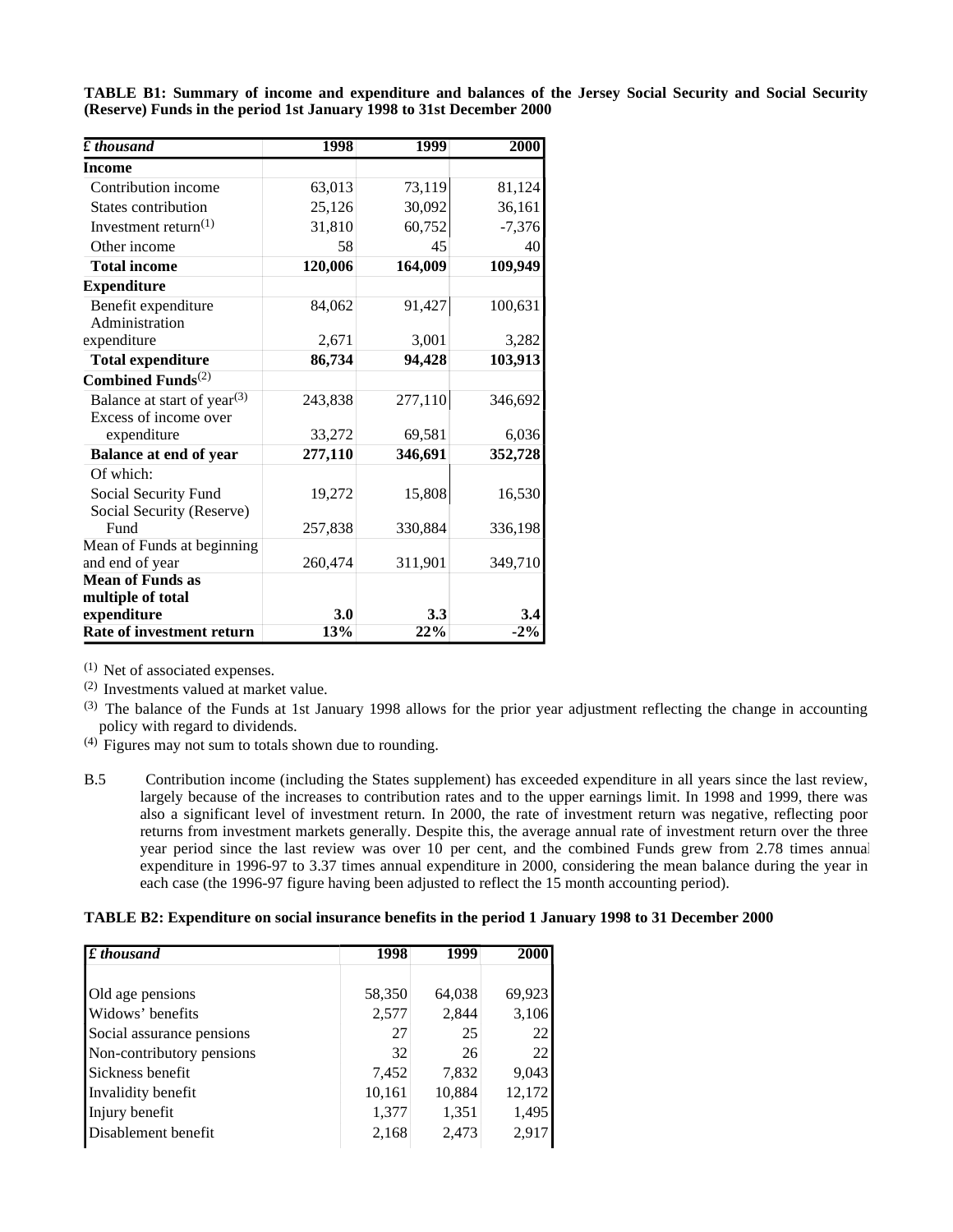**TABLE B1: Summary of income and expenditure and balances of the Jersey Social Security and Social Security (Reserve) Funds in the period 1st January 1998 to 31st December 2000**

| *£ thousand* | 1998 | 1999 | 2000 |
|---|---|---|---|
| **Income** | | | |
| Contribution income | 63,013 | 73,119 | 81,124 |
| States contribution | 25,126 | 30,092 | 36,161 |
| Investment return[1] | 31,810 | 60,752 | -7,376 |
| Other income | 58 | 45 | 40 |
| **Total income** | **120,006** | **164,009** | **109,949** |
| **Expenditure** | | | |
| Benefit expenditure | 84,062 | 91,427 | 100,631 |
| Administration expenditure | 2,671 | 3,001 | 3,282 |
| **Total expenditure** | **86,734** | **94,428** | **103,913** |
| **Combined Funds**[2] | | | |
| Balance at start of year[3] | 243,838 | 277,110 | 346,692 |
| Excess of income over expenditure | 33,272 | 69,581 | 6,036 |
| **Balance at end of year** | **277,110** | **346,691** | **352,728** |
| Of which: | | | |
| Social Security Fund | 19,272 | 15,808 | 16,530 |
| Social Security (Reserve) Fund | 257,838 | 330,884 | 336,198 |
| Mean of Funds at beginning and end of year | 260,474 | 311,901 | 349,710 |
| **Mean of Funds as multiple of total expenditure** | **3.0** | **3.3** | **3.4** |
| **Rate of investment return** | **13%** | **22%** | **-2%** |

[1] Net of associated expenses.

[2] Investments valued at market value.

[3] The balance of the Funds at 1st January 1998 allows for the prior year adjustment reflecting the change in accounting policy with regard to dividends.

[4] Figures may not sum to totals shown due to rounding.

B.5 Contribution income (including the States supplement) has exceeded expenditure in all years since the last review, largely because of the increases to contribution rates and to the upper earnings limit. In 1998 and 1999, there was also a significant level of investment return. In 2000, the rate of investment return was negative, reflecting poor returns from investment markets generally. Despite this, the average annual rate of investment return over the three year period since the last review was over 10 per cent, and the combined Funds grew from 2.78 times annual expenditure in 1996-97 to 3.37 times annual expenditure in 2000, considering the mean balance during the year in each case (the 1996-97 figure having been adjusted to reflect the 15 month accounting period).

**TABLE B2: Expenditure on social insurance benefits in the period 1 January 1998 to 31 December 2000**

| *£ thousand* | 1998 | 1999 | 2000 |
|---|---|---|---|
| Old age pensions | 58,350 | 64,038 | 69,923 |
| Widows' benefits | 2,577 | 2,844 | 3,106 |
| Social assurance pensions | 27 | 25 | 22 |
| Non-contributory pensions | 32 | 26 | 22 |
| Sickness benefit | 7,452 | 7,832 | 9,043 |
| Invalidity benefit | 10,161 | 10,884 | 12,172 |
| Injury benefit | 1,377 | 1,351 | 1,495 |
| Disablement benefit | 2,168 | 2,473 | 2,917 |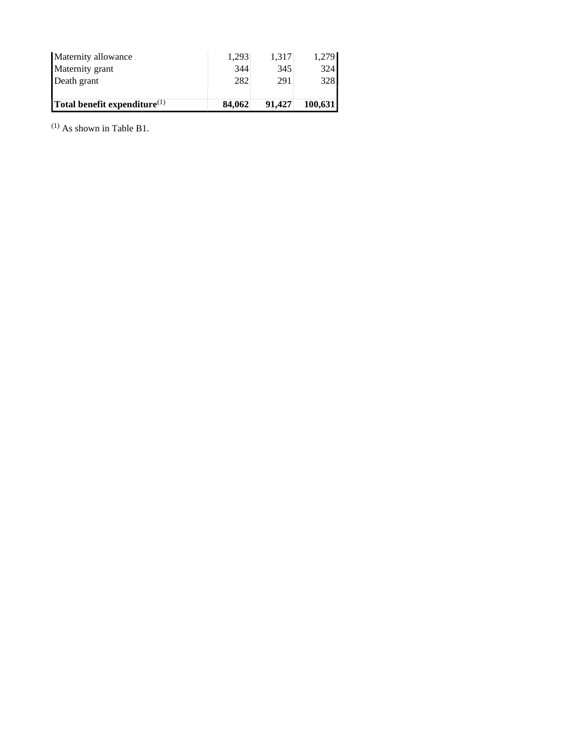| | | | |
|---|---|---|---|
| Maternity allowance | 1,293 | 1,317 | 1,279 |
| Maternity grant | 344 | 345 | 324 |
| Death grant | 282 | 291 | 328 |
| **Total benefit expenditure**[1] | **84,062** | **91,427** | **100,631** |

[1] As shown in Table B1.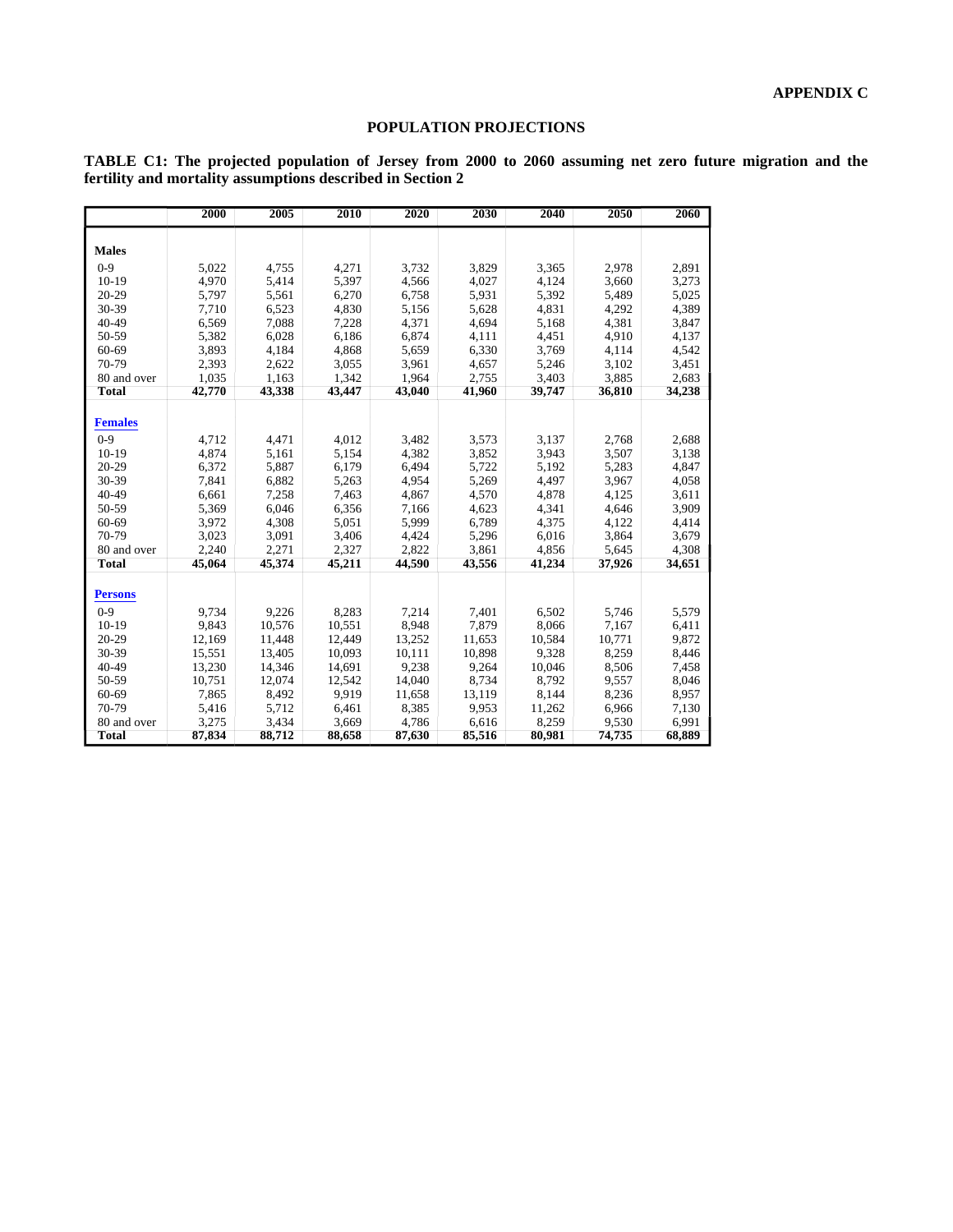**APPENDIX C**

## POPULATION PROJECTIONS

**TABLE C1: The projected population of Jersey from 2000 to 2060 assuming net zero future migration and the fertility and mortality assumptions described in Section 2**

| | 2000 | 2005 | 2010 | 2020 | 2030 | 2040 | 2050 | 2060 |
|---|---|---|---|---|---|---|---|---|
| **Males** | | | | | | | | |
| 0-9 | 5,022 | 4,755 | 4,271 | 3,732 | 3,829 | 3,365 | 2,978 | 2,891 |
| 10-19 | 4,970 | 5,414 | 5,397 | 4,566 | 4,027 | 4,124 | 3,660 | 3,273 |
| 20-29 | 5,797 | 5,561 | 6,270 | 6,758 | 5,931 | 5,392 | 5,489 | 5,025 |
| 30-39 | 7,710 | 6,523 | 4,830 | 5,156 | 5,628 | 4,831 | 4,292 | 4,389 |
| 40-49 | 6,569 | 7,088 | 7,228 | 4,371 | 4,694 | 5,168 | 4,381 | 3,847 |
| 50-59 | 5,382 | 6,028 | 6,186 | 6,874 | 4,111 | 4,451 | 4,910 | 4,137 |
| 60-69 | 3,893 | 4,184 | 4,868 | 5,659 | 6,330 | 3,769 | 4,114 | 4,542 |
| 70-79 | 2,393 | 2,622 | 3,055 | 3,961 | 4,657 | 5,246 | 3,102 | 3,451 |
| 80 and over | 1,035 | 1,163 | 1,342 | 1,964 | 2,755 | 3,403 | 3,885 | 2,683 |
| **Total** | **42,770** | **43,338** | **43,447** | **43,040** | **41,960** | **39,747** | **36,810** | **34,238** |
| **Females** | | | | | | | | |
| 0-9 | 4,712 | 4,471 | 4,012 | 3,482 | 3,573 | 3,137 | 2,768 | 2,688 |
| 10-19 | 4,874 | 5,161 | 5,154 | 4,382 | 3,852 | 3,943 | 3,507 | 3,138 |
| 20-29 | 6,372 | 5,887 | 6,179 | 6,494 | 5,722 | 5,192 | 5,283 | 4,847 |
| 30-39 | 7,841 | 6,882 | 5,263 | 4,954 | 5,269 | 4,497 | 3,967 | 4,058 |
| 40-49 | 6,661 | 7,258 | 7,463 | 4,867 | 4,570 | 4,878 | 4,125 | 3,611 |
| 50-59 | 5,369 | 6,046 | 6,356 | 7,166 | 4,623 | 4,341 | 4,646 | 3,909 |
| 60-69 | 3,972 | 4,308 | 5,051 | 5,999 | 6,789 | 4,375 | 4,122 | 4,414 |
| 70-79 | 3,023 | 3,091 | 3,406 | 4,424 | 5,296 | 6,016 | 3,864 | 3,679 |
| 80 and over | 2,240 | 2,271 | 2,327 | 2,822 | 3,861 | 4,856 | 5,645 | 4,308 |
| **Total** | **45,064** | **45,374** | **45,211** | **44,590** | **43,556** | **41,234** | **37,926** | **34,651** |
| **Persons** | | | | | | | | |
| 0-9 | 9,734 | 9,226 | 8,283 | 7,214 | 7,401 | 6,502 | 5,746 | 5,579 |
| 10-19 | 9,843 | 10,576 | 10,551 | 8,948 | 7,879 | 8,066 | 7,167 | 6,411 |
| 20-29 | 12,169 | 11,448 | 12,449 | 13,252 | 11,653 | 10,584 | 10,771 | 9,872 |
| 30-39 | 15,551 | 13,405 | 10,093 | 10,111 | 10,898 | 9,328 | 8,259 | 8,446 |
| 40-49 | 13,230 | 14,346 | 14,691 | 9,238 | 9,264 | 10,046 | 8,506 | 7,458 |
| 50-59 | 10,751 | 12,074 | 12,542 | 14,040 | 8,734 | 8,792 | 9,557 | 8,046 |
| 60-69 | 7,865 | 8,492 | 9,919 | 11,658 | 13,119 | 8,144 | 8,236 | 8,957 |
| 70-79 | 5,416 | 5,712 | 6,461 | 8,385 | 9,953 | 11,262 | 6,966 | 7,130 |
| 80 and over | 3,275 | 3,434 | 3,669 | 4,786 | 6,616 | 8,259 | 9,530 | 6,991 |
| **Total** | **87,834** | **88,712** | **88,658** | **87,630** | **85,516** | **80,981** | **74,735** | **68,889** |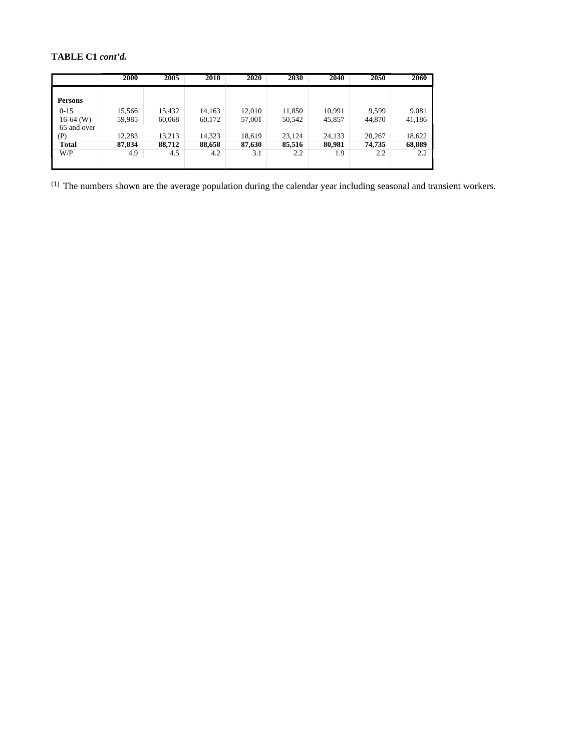**TABLE C1 *cont'd.***

| | 2000 | 2005 | 2010 | 2020 | 2030 | 2040 | 2050 | 2060 |
|---|---|---|---|---|---|---|---|---|
| **Persons** | | | | | | | | |
| 0-15 | 15,566 | 15,432 | 14,163 | 12,010 | 11,850 | 10,991 | 9,599 | 9,081 |
| 16-64 (W) | 59,985 | 60,068 | 60,172 | 57,001 | 50,542 | 45,857 | 44,870 | 41,186 |
| 65 and over (P) | 12,283 | 13,213 | 14,323 | 18,619 | 23,124 | 24,133 | 20,267 | 18,622 |
| **Total** | **87,834** | **88,712** | **88,658** | **87,630** | **85,516** | **80,981** | **74,735** | **68,889** |
| W/P | 4.9 | 4.5 | 4.2 | 3.1 | 2.2 | 1.9 | 2.2 | 2.2 |

(1) The numbers shown are the average population during the calendar year including seasonal and transient workers.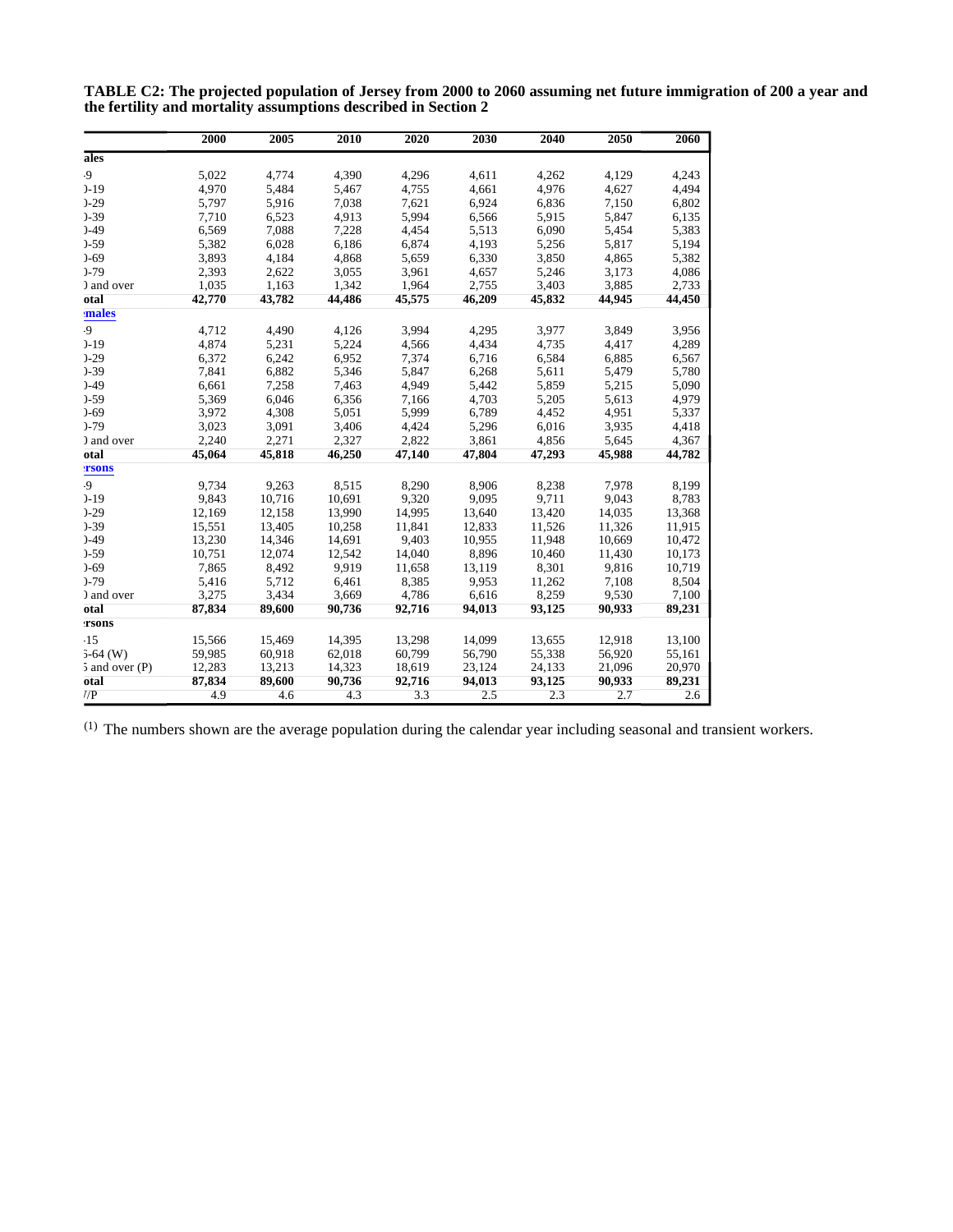**TABLE C2: The projected population of Jersey from 2000 to 2060 assuming net future immigration of 200 a year and the fertility and mortality assumptions described in Section 2**

| | 2000 | 2005 | 2010 | 2020 | 2030 | 2040 | 2050 | 2060 |
|---|---|---|---|---|---|---|---|---|
| **ales** | | | | | | | | |
| -9 | 5,022 | 4,774 | 4,390 | 4,296 | 4,611 | 4,262 | 4,129 | 4,243 |
| )-19 | 4,970 | 5,484 | 5,467 | 4,755 | 4,661 | 4,976 | 4,627 | 4,494 |
| )-29 | 5,797 | 5,916 | 7,038 | 7,621 | 6,924 | 6,836 | 7,150 | 6,802 |
| )-39 | 7,710 | 6,523 | 4,913 | 5,994 | 6,566 | 5,915 | 5,847 | 6,135 |
| )-49 | 6,569 | 7,088 | 7,228 | 4,454 | 5,513 | 6,090 | 5,454 | 5,383 |
| )-59 | 5,382 | 6,028 | 6,186 | 6,874 | 4,193 | 5,256 | 5,817 | 5,194 |
| )-69 | 3,893 | 4,184 | 4,868 | 5,659 | 6,330 | 3,850 | 4,865 | 5,382 |
| )-79 | 2,393 | 2,622 | 3,055 | 3,961 | 4,657 | 5,246 | 3,173 | 4,086 |
| ) and over | 1,035 | 1,163 | 1,342 | 1,964 | 2,755 | 3,403 | 3,885 | 2,733 |
| **otal** | **42,770** | **43,782** | **44,486** | **45,575** | **46,209** | **45,832** | **44,945** | **44,450** |
| **males** | | | | | | | | |
| -9 | 4,712 | 4,490 | 4,126 | 3,994 | 4,295 | 3,977 | 3,849 | 3,956 |
| )-19 | 4,874 | 5,231 | 5,224 | 4,566 | 4,434 | 4,735 | 4,417 | 4,289 |
| )-29 | 6,372 | 6,242 | 6,952 | 7,374 | 6,716 | 6,584 | 6,885 | 6,567 |
| )-39 | 7,841 | 6,882 | 5,346 | 5,847 | 6,268 | 5,611 | 5,479 | 5,780 |
| )-49 | 6,661 | 7,258 | 7,463 | 4,949 | 5,442 | 5,859 | 5,215 | 5,090 |
| )-59 | 5,369 | 6,046 | 6,356 | 7,166 | 4,703 | 5,205 | 5,613 | 4,979 |
| )-69 | 3,972 | 4,308 | 5,051 | 5,999 | 6,789 | 4,452 | 4,951 | 5,337 |
| )-79 | 3,023 | 3,091 | 3,406 | 4,424 | 5,296 | 6,016 | 3,935 | 4,418 |
| ) and over | 2,240 | 2,271 | 2,327 | 2,822 | 3,861 | 4,856 | 5,645 | 4,367 |
| **otal** | **45,064** | **45,818** | **46,250** | **47,140** | **47,804** | **47,293** | **45,988** | **44,782** |
| **rsons** | | | | | | | | |
| -9 | 9,734 | 9,263 | 8,515 | 8,290 | 8,906 | 8,238 | 7,978 | 8,199 |
| )-19 | 9,843 | 10,716 | 10,691 | 9,320 | 9,095 | 9,711 | 9,043 | 8,783 |
| )-29 | 12,169 | 12,158 | 13,990 | 14,995 | 13,640 | 13,420 | 14,035 | 13,368 |
| )-39 | 15,551 | 13,405 | 10,258 | 11,841 | 12,833 | 11,526 | 11,326 | 11,915 |
| )-49 | 13,230 | 14,346 | 14,691 | 9,403 | 10,955 | 11,948 | 10,669 | 10,472 |
| )-59 | 10,751 | 12,074 | 12,542 | 14,040 | 8,896 | 10,460 | 11,430 | 10,173 |
| )-69 | 7,865 | 8,492 | 9,919 | 11,658 | 13,119 | 8,301 | 9,816 | 10,719 |
| )-79 | 5,416 | 5,712 | 6,461 | 8,385 | 9,953 | 11,262 | 7,108 | 8,504 |
| ) and over | 3,275 | 3,434 | 3,669 | 4,786 | 6,616 | 8,259 | 9,530 | 7,100 |
| **otal** | **87,834** | **89,600** | **90,736** | **92,716** | **94,013** | **93,125** | **90,933** | **89,231** |
| **rsons** | | | | | | | | |
| -15 | 15,566 | 15,469 | 14,395 | 13,298 | 14,099 | 13,655 | 12,918 | 13,100 |
| 5-64 (W) | 59,985 | 60,918 | 62,018 | 60,799 | 56,790 | 55,338 | 56,920 | 55,161 |
| 5 and over (P) | 12,283 | 13,213 | 14,323 | 18,619 | 23,124 | 24,133 | 21,096 | 20,970 |
| **otal** | **87,834** | **89,600** | **90,736** | **92,716** | **94,013** | **93,125** | **90,933** | **89,231** |
| I/P | 4.9 | 4.6 | 4.3 | 3.3 | 2.5 | 2.3 | 2.7 | 2.6 |

(1) The numbers shown are the average population during the calendar year including seasonal and transient workers.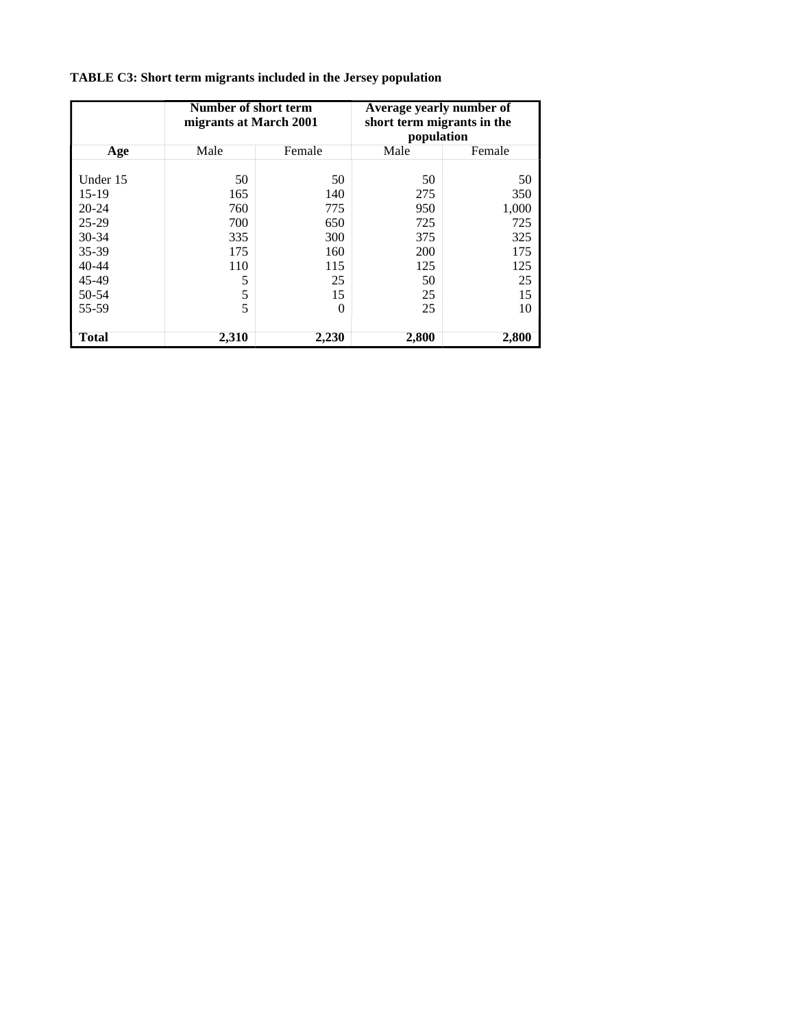**TABLE C3: Short term migrants included in the Jersey population**

| | Number of short term migrants at March 2001 | | Average yearly number of short term migrants in the population | |
|---|---|---|---|---|
| **Age** | Male | Female | Male | Female |
| Under 15 | 50 | 50 | 50 | 50 |
| 15-19 | 165 | 140 | 275 | 350 |
| 20-24 | 760 | 775 | 950 | 1,000 |
| 25-29 | 700 | 650 | 725 | 725 |
| 30-34 | 335 | 300 | 375 | 325 |
| 35-39 | 175 | 160 | 200 | 175 |
| 40-44 | 110 | 115 | 125 | 125 |
| 45-49 | 5 | 25 | 50 | 25 |
| 50-54 | 5 | 15 | 25 | 15 |
| 55-59 | 5 | 0 | 25 | 10 |
| **Total** | **2,310** | **2,230** | **2,800** | **2,800** |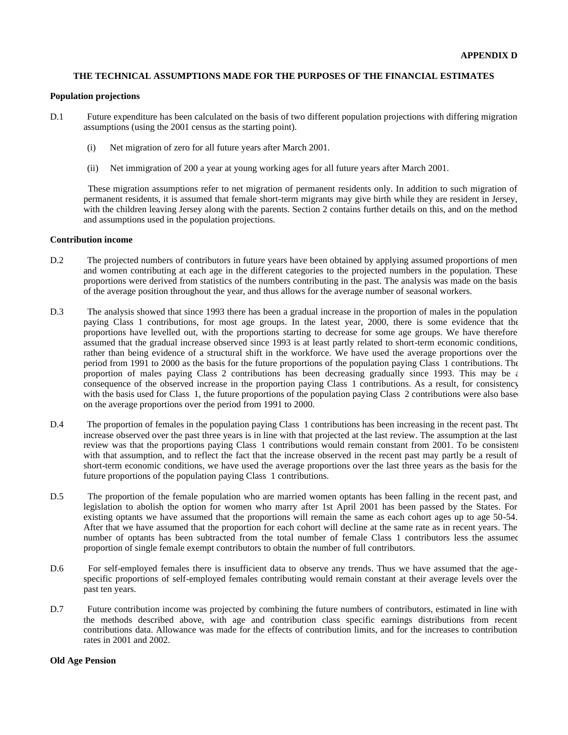**APPENDIX D**

## THE TECHNICAL ASSUMPTIONS MADE FOR THE PURPOSES OF THE FINANCIAL ESTIMATES

### Population projections

D.1 Future expenditure has been calculated on the basis of two different population projections with differing migration assumptions (using the 2001 census as the starting point).

(i) Net migration of zero for all future years after March 2001.

(ii) Net immigration of 200 a year at young working ages for all future years after March 2001.

These migration assumptions refer to net migration of permanent residents only. In addition to such migration of permanent residents, it is assumed that female short-term migrants may give birth while they are resident in Jersey, with the children leaving Jersey along with the parents. Section 2 contains further details on this, and on the method and assumptions used in the population projections.

### Contribution income

D.2 The projected numbers of contributors in future years have been obtained by applying assumed proportions of men and women contributing at each age in the different categories to the projected numbers in the population. These proportions were derived from statistics of the numbers contributing in the past. The analysis was made on the basis of the average position throughout the year, and thus allows for the average number of seasonal workers.

D.3 The analysis showed that since 1993 there has been a gradual increase in the proportion of males in the population paying Class 1 contributions, for most age groups. In the latest year, 2000, there is some evidence that the proportions have levelled out, with the proportions starting to decrease for some age groups. We have therefore assumed that the gradual increase observed since 1993 is at least partly related to short-term economic conditions, rather than being evidence of a structural shift in the workforce. We have used the average proportions over the period from 1991 to 2000 as the basis for the future proportions of the population paying Class 1 contributions. The proportion of males paying Class 2 contributions has been decreasing gradually since 1993. This may be a consequence of the observed increase in the proportion paying Class 1 contributions. As a result, for consistency with the basis used for Class 1, the future proportions of the population paying Class 2 contributions were also based on the average proportions over the period from 1991 to 2000.

D.4 The proportion of females in the population paying Class 1 contributions has been increasing in the recent past. The increase observed over the past three years is in line with that projected at the last review. The assumption at the last review was that the proportions paying Class 1 contributions would remain constant from 2001. To be consistent with that assumption, and to reflect the fact that the increase observed in the recent past may partly be a result of short-term economic conditions, we have used the average proportions over the last three years as the basis for the future proportions of the population paying Class 1 contributions.

D.5 The proportion of the female population who are married women optants has been falling in the recent past, and legislation to abolish the option for women who marry after 1st April 2001 has been passed by the States. For existing optants we have assumed that the proportions will remain the same as each cohort ages up to age 50-54. After that we have assumed that the proportion for each cohort will decline at the same rate as in recent years. The number of optants has been subtracted from the total number of female Class 1 contributors less the assumed proportion of single female exempt contributors to obtain the number of full contributors.

D.6 For self-employed females there is insufficient data to observe any trends. Thus we have assumed that the age-specific proportions of self-employed females contributing would remain constant at their average levels over the past ten years.

D.7 Future contribution income was projected by combining the future numbers of contributors, estimated in line with the methods described above, with age and contribution class specific earnings distributions from recent contributions data. Allowance was made for the effects of contribution limits, and for the increases to contribution rates in 2001 and 2002.

### Old Age Pension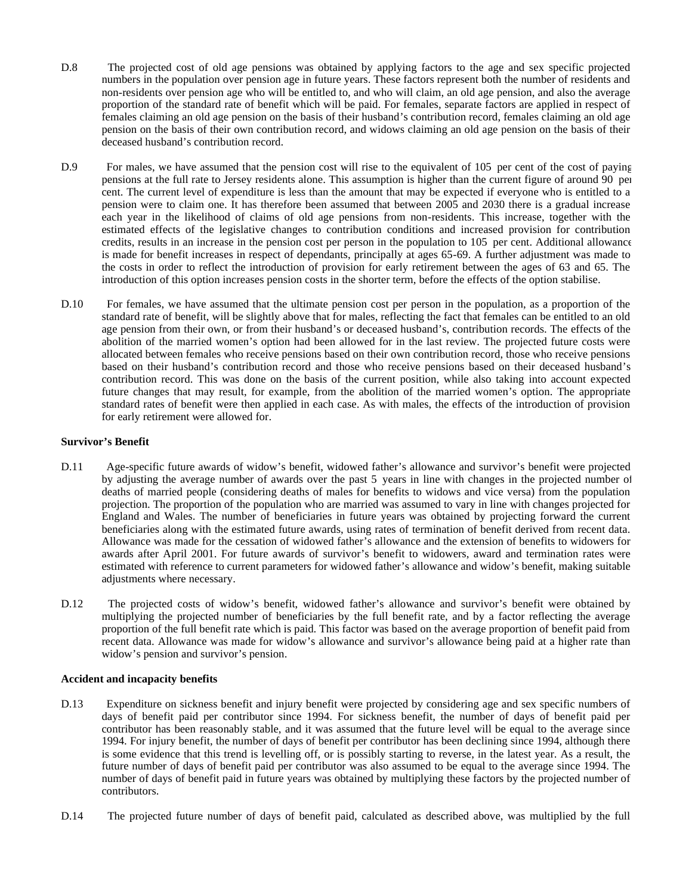D.8 The projected cost of old age pensions was obtained by applying factors to the age and sex specific projected numbers in the population over pension age in future years. These factors represent both the number of residents and non-residents over pension age who will be entitled to, and who will claim, an old age pension, and also the average proportion of the standard rate of benefit which will be paid. For females, separate factors are applied in respect of females claiming an old age pension on the basis of their husband's contribution record, females claiming an old age pension on the basis of their own contribution record, and widows claiming an old age pension on the basis of their deceased husband's contribution record.

D.9 For males, we have assumed that the pension cost will rise to the equivalent of 105 per cent of the cost of paying pensions at the full rate to Jersey residents alone. This assumption is higher than the current figure of around 90 per cent. The current level of expenditure is less than the amount that may be expected if everyone who is entitled to a pension were to claim one. It has therefore been assumed that between 2005 and 2030 there is a gradual increase each year in the likelihood of claims of old age pensions from non-residents. This increase, together with the estimated effects of the legislative changes to contribution conditions and increased provision for contribution credits, results in an increase in the pension cost per person in the population to 105 per cent. Additional allowance is made for benefit increases in respect of dependants, principally at ages 65-69. A further adjustment was made to the costs in order to reflect the introduction of provision for early retirement between the ages of 63 and 65. The introduction of this option increases pension costs in the shorter term, before the effects of the option stabilise.

D.10 For females, we have assumed that the ultimate pension cost per person in the population, as a proportion of the standard rate of benefit, will be slightly above that for males, reflecting the fact that females can be entitled to an old age pension from their own, or from their husband's or deceased husband's, contribution records. The effects of the abolition of the married women's option had been allowed for in the last review. The projected future costs were allocated between females who receive pensions based on their own contribution record, those who receive pensions based on their husband's contribution record and those who receive pensions based on their deceased husband's contribution record. This was done on the basis of the current position, while also taking into account expected future changes that may result, for example, from the abolition of the married women's option. The appropriate standard rates of benefit were then applied in each case. As with males, the effects of the introduction of provision for early retirement were allowed for.

**Survivor's Benefit**

D.11 Age-specific future awards of widow's benefit, widowed father's allowance and survivor's benefit were projected by adjusting the average number of awards over the past 5 years in line with changes in the projected number of deaths of married people (considering deaths of males for benefits to widows and vice versa) from the population projection. The proportion of the population who are married was assumed to vary in line with changes projected for England and Wales. The number of beneficiaries in future years was obtained by projecting forward the current beneficiaries along with the estimated future awards, using rates of termination of benefit derived from recent data. Allowance was made for the cessation of widowed father's allowance and the extension of benefits to widowers for awards after April 2001. For future awards of survivor's benefit to widowers, award and termination rates were estimated with reference to current parameters for widowed father's allowance and widow's benefit, making suitable adjustments where necessary.

D.12 The projected costs of widow's benefit, widowed father's allowance and survivor's benefit were obtained by multiplying the projected number of beneficiaries by the full benefit rate, and by a factor reflecting the average proportion of the full benefit rate which is paid. This factor was based on the average proportion of benefit paid from recent data. Allowance was made for widow's allowance and survivor's allowance being paid at a higher rate than widow's pension and survivor's pension.

**Accident and incapacity benefits**

D.13 Expenditure on sickness benefit and injury benefit were projected by considering age and sex specific numbers of days of benefit paid per contributor since 1994. For sickness benefit, the number of days of benefit paid per contributor has been reasonably stable, and it was assumed that the future level will be equal to the average since 1994. For injury benefit, the number of days of benefit per contributor has been declining since 1994, although there is some evidence that this trend is levelling off, or is possibly starting to reverse, in the latest year. As a result, the future number of days of benefit paid per contributor was also assumed to be equal to the average since 1994. The number of days of benefit paid in future years was obtained by multiplying these factors by the projected number of contributors.

D.14 The projected future number of days of benefit paid, calculated as described above, was multiplied by the full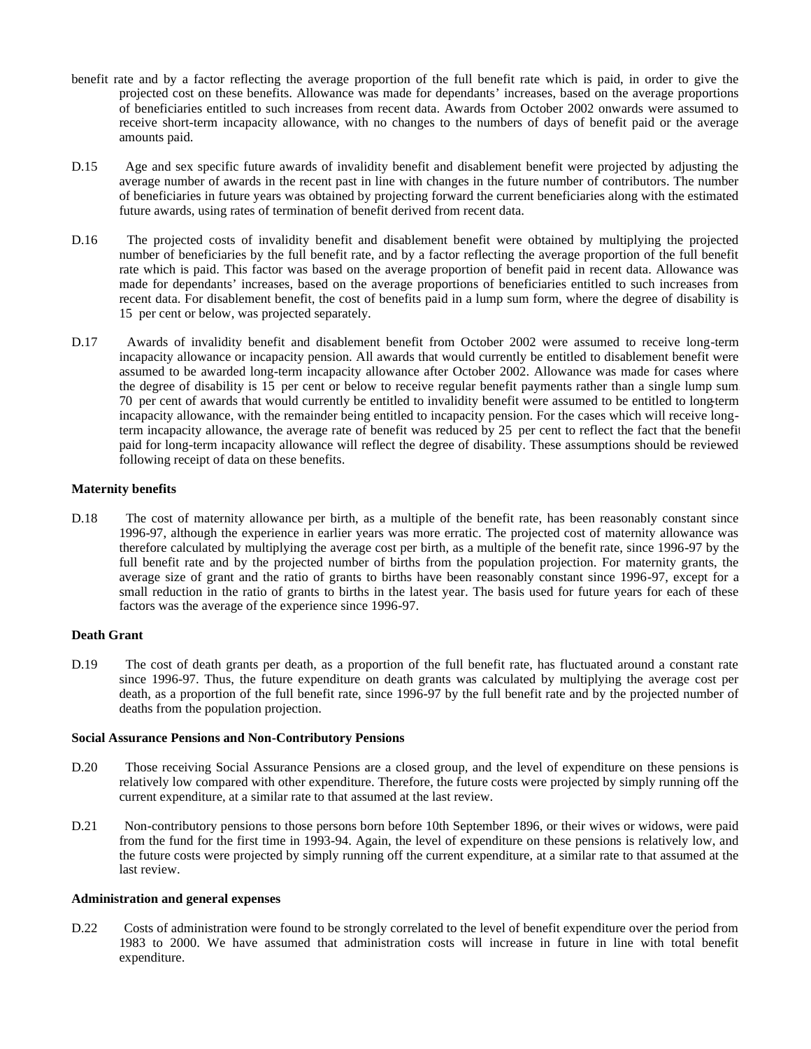benefit rate and by a factor reflecting the average proportion of the full benefit rate which is paid, in order to give the projected cost on these benefits. Allowance was made for dependants' increases, based on the average proportions of beneficiaries entitled to such increases from recent data. Awards from October 2002 onwards were assumed to receive short-term incapacity allowance, with no changes to the numbers of days of benefit paid or the average amounts paid.

D.15 Age and sex specific future awards of invalidity benefit and disablement benefit were projected by adjusting the average number of awards in the recent past in line with changes in the future number of contributors. The number of beneficiaries in future years was obtained by projecting forward the current beneficiaries along with the estimated future awards, using rates of termination of benefit derived from recent data.

D.16 The projected costs of invalidity benefit and disablement benefit were obtained by multiplying the projected number of beneficiaries by the full benefit rate, and by a factor reflecting the average proportion of the full benefit rate which is paid. This factor was based on the average proportion of benefit paid in recent data. Allowance was made for dependants' increases, based on the average proportions of beneficiaries entitled to such increases from recent data. For disablement benefit, the cost of benefits paid in a lump sum form, where the degree of disability is 15 per cent or below, was projected separately.

D.17 Awards of invalidity benefit and disablement benefit from October 2002 were assumed to receive long-term incapacity allowance or incapacity pension. All awards that would currently be entitled to disablement benefit were assumed to be awarded long-term incapacity allowance after October 2002. Allowance was made for cases where the degree of disability is 15 per cent or below to receive regular benefit payments rather than a single lump sum. 70 per cent of awards that would currently be entitled to invalidity benefit were assumed to be entitled to long-term incapacity allowance, with the remainder being entitled to incapacity pension. For the cases which will receive long-term incapacity allowance, the average rate of benefit was reduced by 25 per cent to reflect the fact that the benefit paid for long-term incapacity allowance will reflect the degree of disability. These assumptions should be reviewed following receipt of data on these benefits.

**Maternity benefits**

D.18 The cost of maternity allowance per birth, as a multiple of the benefit rate, has been reasonably constant since 1996-97, although the experience in earlier years was more erratic. The projected cost of maternity allowance was therefore calculated by multiplying the average cost per birth, as a multiple of the benefit rate, since 1996-97 by the full benefit rate and by the projected number of births from the population projection. For maternity grants, the average size of grant and the ratio of grants to births have been reasonably constant since 1996-97, except for a small reduction in the ratio of grants to births in the latest year. The basis used for future years for each of these factors was the average of the experience since 1996-97.

**Death Grant**

D.19 The cost of death grants per death, as a proportion of the full benefit rate, has fluctuated around a constant rate since 1996-97. Thus, the future expenditure on death grants was calculated by multiplying the average cost per death, as a proportion of the full benefit rate, since 1996-97 by the full benefit rate and by the projected number of deaths from the population projection.

**Social Assurance Pensions and Non-Contributory Pensions**

D.20 Those receiving Social Assurance Pensions are a closed group, and the level of expenditure on these pensions is relatively low compared with other expenditure. Therefore, the future costs were projected by simply running off the current expenditure, at a similar rate to that assumed at the last review.

D.21 Non-contributory pensions to those persons born before 10th September 1896, or their wives or widows, were paid from the fund for the first time in 1993-94. Again, the level of expenditure on these pensions is relatively low, and the future costs were projected by simply running off the current expenditure, at a similar rate to that assumed at the last review.

**Administration and general expenses**

D.22 Costs of administration were found to be strongly correlated to the level of benefit expenditure over the period from 1983 to 2000. We have assumed that administration costs will increase in future in line with total benefit expenditure.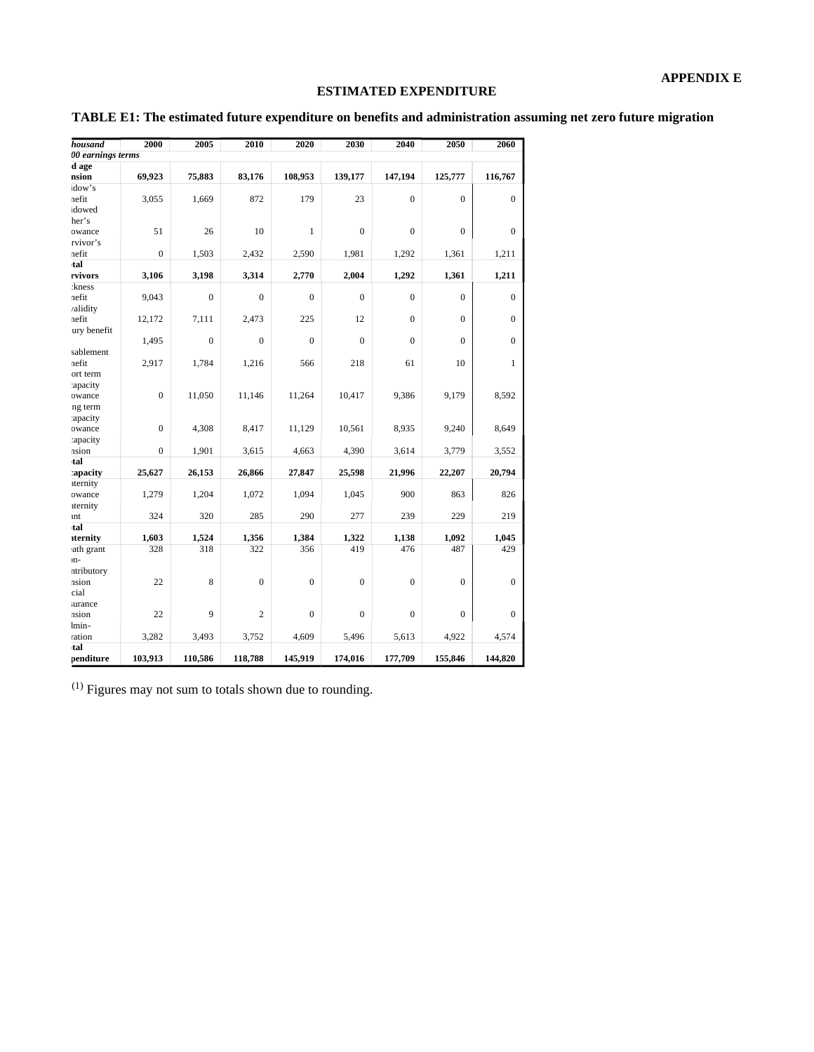**APPENDIX E**

## ESTIMATED EXPENDITURE

### TABLE E1: The estimated future expenditure on benefits and administration assuming net zero future migration

| *housand* | 2000 | 2005 | 2010 | 2020 | 2030 | 2040 | 2050 | 2060 |
|---|---|---|---|---|---|---|---|---|
| *00 earnings terms* | | | | | | | | |
| **d age nsion** | **69,923** | **75,883** | **83,176** | **108,953** | **139,177** | **147,194** | **125,777** | **116,767** |
| idow's nefit | 3,055 | 1,669 | 872 | 179 | 23 | 0 | 0 | 0 |
| idowed her's owance | 51 | 26 | 10 | 1 | 0 | 0 | 0 | 0 |
| rvivor's nefit | 0 | 1,503 | 2,432 | 2,590 | 1,981 | 1,292 | 1,361 | 1,211 |
| **tal rvivors** | **3,106** | **3,198** | **3,314** | **2,770** | **2,004** | **1,292** | **1,361** | **1,211** |
| ckness nefit | 9,043 | 0 | 0 | 0 | 0 | 0 | 0 | 0 |
| validity nefit | 12,172 | 7,111 | 2,473 | 225 | 12 | 0 | 0 | 0 |
| ury benefit | 1,495 | 0 | 0 | 0 | 0 | 0 | 0 | 0 |
| sablement nefit | 2,917 | 1,784 | 1,216 | 566 | 218 | 61 | 10 | 1 |
| ort term capacity owance | 0 | 11,050 | 11,146 | 11,264 | 10,417 | 9,386 | 9,179 | 8,592 |
| ng term capacity owance | 0 | 4,308 | 8,417 | 11,129 | 10,561 | 8,935 | 9,240 | 8,649 |
| capacity nsion | 0 | 1,901 | 3,615 | 4,663 | 4,390 | 3,614 | 3,779 | 3,552 |
| **tal capacity** | **25,627** | **26,153** | **26,866** | **27,847** | **25,598** | **21,996** | **22,207** | **20,794** |
| aternity owance | 1,279 | 1,204 | 1,072 | 1,094 | 1,045 | 900 | 863 | 826 |
| aternity ant | 324 | 320 | 285 | 290 | 277 | 239 | 229 | 219 |
| **tal aternity** | **1,603** | **1,524** | **1,356** | **1,384** | **1,322** | **1,138** | **1,092** | **1,045** |
| ath grant | 328 | 318 | 322 | 356 | 419 | 476 | 487 | 429 |
| on-ntributory nsion | 22 | 8 | 0 | 0 | 0 | 0 | 0 | 0 |
| cial surance nsion | 22 | 9 | 2 | 0 | 0 | 0 | 0 | 0 |
| lmin-ration | 3,282 | 3,493 | 3,752 | 4,609 | 5,496 | 5,613 | 4,922 | 4,574 |
| **tal penditure** | **103,913** | **110,586** | **118,788** | **145,919** | **174,016** | **177,709** | **155,846** | **144,820** |

(1) Figures may not sum to totals shown due to rounding.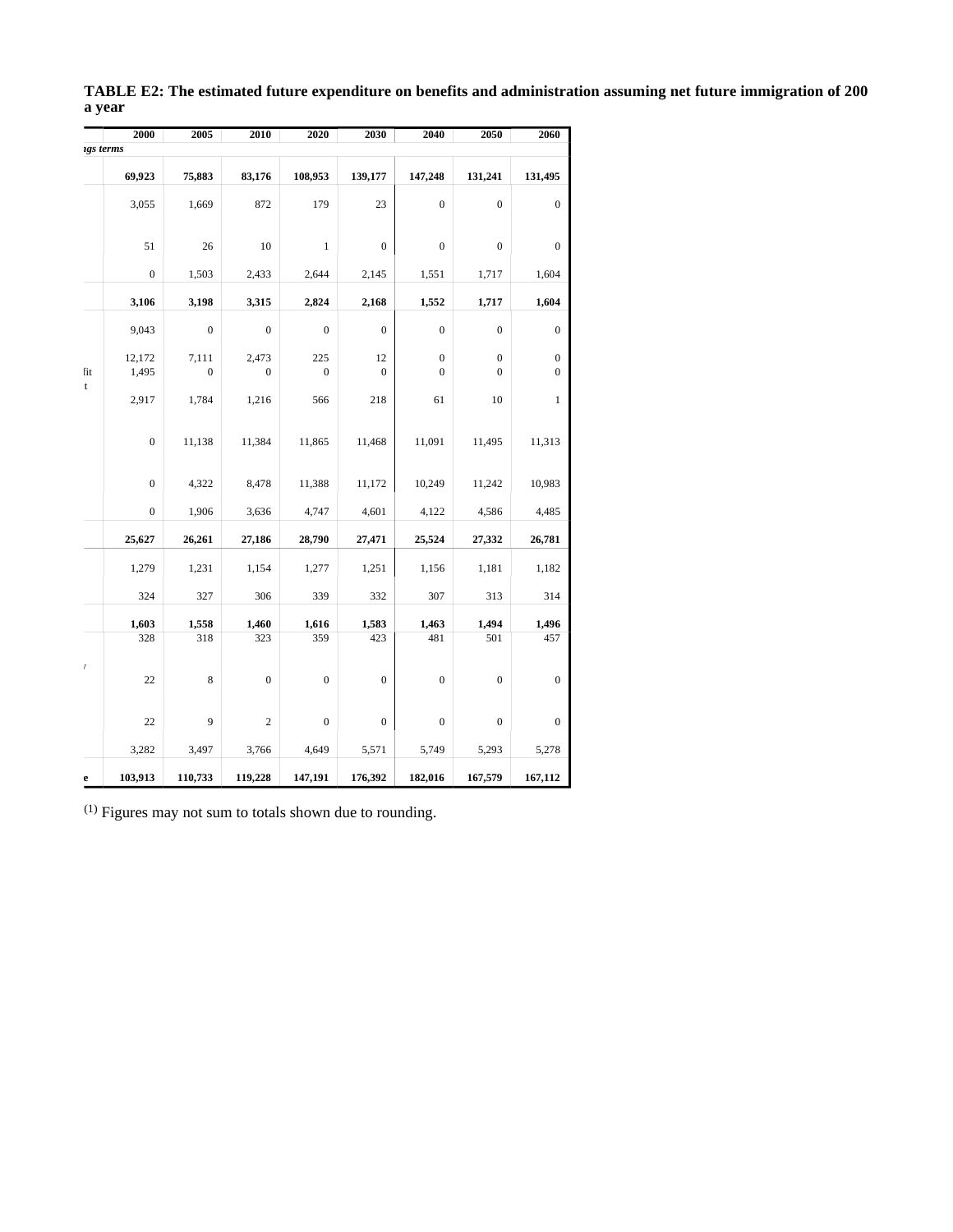**TABLE E2: The estimated future expenditure on benefits and administration assuming net future immigration of 200 a year**

| | 2000 | 2005 | 2010 | 2020 | 2030 | 2040 | 2050 | 2060 |
|---|---|---|---|---|---|---|---|---|
| *ıgs terms* | | | | | | | | |
| | **69,923** | **75,883** | **83,176** | **108,953** | **139,177** | **147,248** | **131,241** | **131,495** |
| | 3,055 | 1,669 | 872 | 179 | 23 | 0 | 0 | 0 |
| | 51 | 26 | 10 | 1 | 0 | 0 | 0 | 0 |
| | 0 | 1,503 | 2,433 | 2,644 | 2,145 | 1,551 | 1,717 | 1,604 |
| | **3,106** | **3,198** | **3,315** | **2,824** | **2,168** | **1,552** | **1,717** | **1,604** |
| | 9,043 | 0 | 0 | 0 | 0 | 0 | 0 | 0 |
| | 12,172 | 7,111 | 2,473 | 225 | 12 | 0 | 0 | 0 |
| fit | 1,495 | 0 | 0 | 0 | 0 | 0 | 0 | 0 |
| t | 2,917 | 1,784 | 1,216 | 566 | 218 | 61 | 10 | 1 |
| | 0 | 11,138 | 11,384 | 11,865 | 11,468 | 11,091 | 11,495 | 11,313 |
| | 0 | 4,322 | 8,478 | 11,388 | 11,172 | 10,249 | 11,242 | 10,983 |
| | 0 | 1,906 | 3,636 | 4,747 | 4,601 | 4,122 | 4,586 | 4,485 |
| | **25,627** | **26,261** | **27,186** | **28,790** | **27,471** | **25,524** | **27,332** | **26,781** |
| | 1,279 | 1,231 | 1,154 | 1,277 | 1,251 | 1,156 | 1,181 | 1,182 |
| | 324 | 327 | 306 | 339 | 332 | 307 | 313 | 314 |
| | **1,603** | **1,558** | **1,460** | **1,616** | **1,583** | **1,463** | **1,494** | **1,496** |
| | 328 | 318 | 323 | 359 | 423 | 481 | 501 | 457 |
| *r* | 22 | 8 | 0 | 0 | 0 | 0 | 0 | 0 |
| | 22 | 9 | 2 | 0 | 0 | 0 | 0 | 0 |
| | 3,282 | 3,497 | 3,766 | 4,649 | 5,571 | 5,749 | 5,293 | 5,278 |
| **e** | **103,913** | **110,733** | **119,228** | **147,191** | **176,392** | **182,016** | **167,579** | **167,112** |

(1) Figures may not sum to totals shown due to rounding.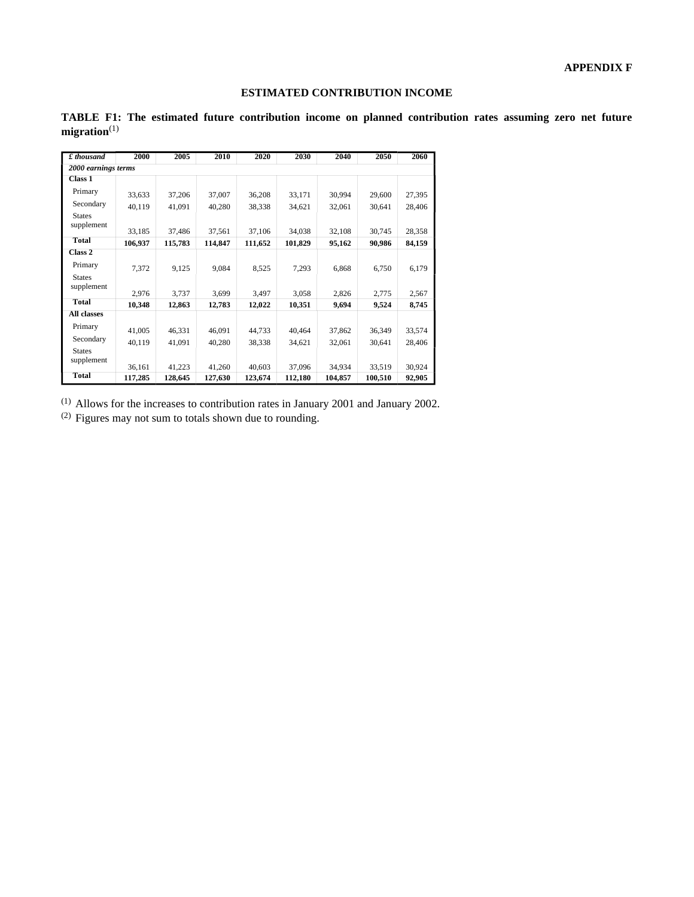**APPENDIX F**

## ESTIMATED CONTRIBUTION INCOME

**TABLE F1: The estimated future contribution income on planned contribution rates assuming zero net future migration**(1)

| *£ thousand* | 2000 | 2005 | 2010 | 2020 | 2030 | 2040 | 2050 | 2060 |
|---|---|---|---|---|---|---|---|---|
| ***2000 earnings terms*** | | | | | | | | |
| **Class 1** | | | | | | | | |
| Primary | 33,633 | 37,206 | 37,007 | 36,208 | 33,171 | 30,994 | 29,600 | 27,395 |
| Secondary | 40,119 | 41,091 | 40,280 | 38,338 | 34,621 | 32,061 | 30,641 | 28,406 |
| States supplement | 33,185 | 37,486 | 37,561 | 37,106 | 34,038 | 32,108 | 30,745 | 28,358 |
| **Total** | **106,937** | **115,783** | **114,847** | **111,652** | **101,829** | **95,162** | **90,986** | **84,159** |
| **Class 2** | | | | | | | | |
| Primary | 7,372 | 9,125 | 9,084 | 8,525 | 7,293 | 6,868 | 6,750 | 6,179 |
| States supplement | 2,976 | 3,737 | 3,699 | 3,497 | 3,058 | 2,826 | 2,775 | 2,567 |
| **Total** | **10,348** | **12,863** | **12,783** | **12,022** | **10,351** | **9,694** | **9,524** | **8,745** |
| **All classes** | | | | | | | | |
| Primary | 41,005 | 46,331 | 46,091 | 44,733 | 40,464 | 37,862 | 36,349 | 33,574 |
| Secondary | 40,119 | 41,091 | 40,280 | 38,338 | 34,621 | 32,061 | 30,641 | 28,406 |
| States supplement | 36,161 | 41,223 | 41,260 | 40,603 | 37,096 | 34,934 | 33,519 | 30,924 |
| **Total** | **117,285** | **128,645** | **127,630** | **123,674** | **112,180** | **104,857** | **100,510** | **92,905** |

(1) Allows for the increases to contribution rates in January 2001 and January 2002.

(2) Figures may not sum to totals shown due to rounding.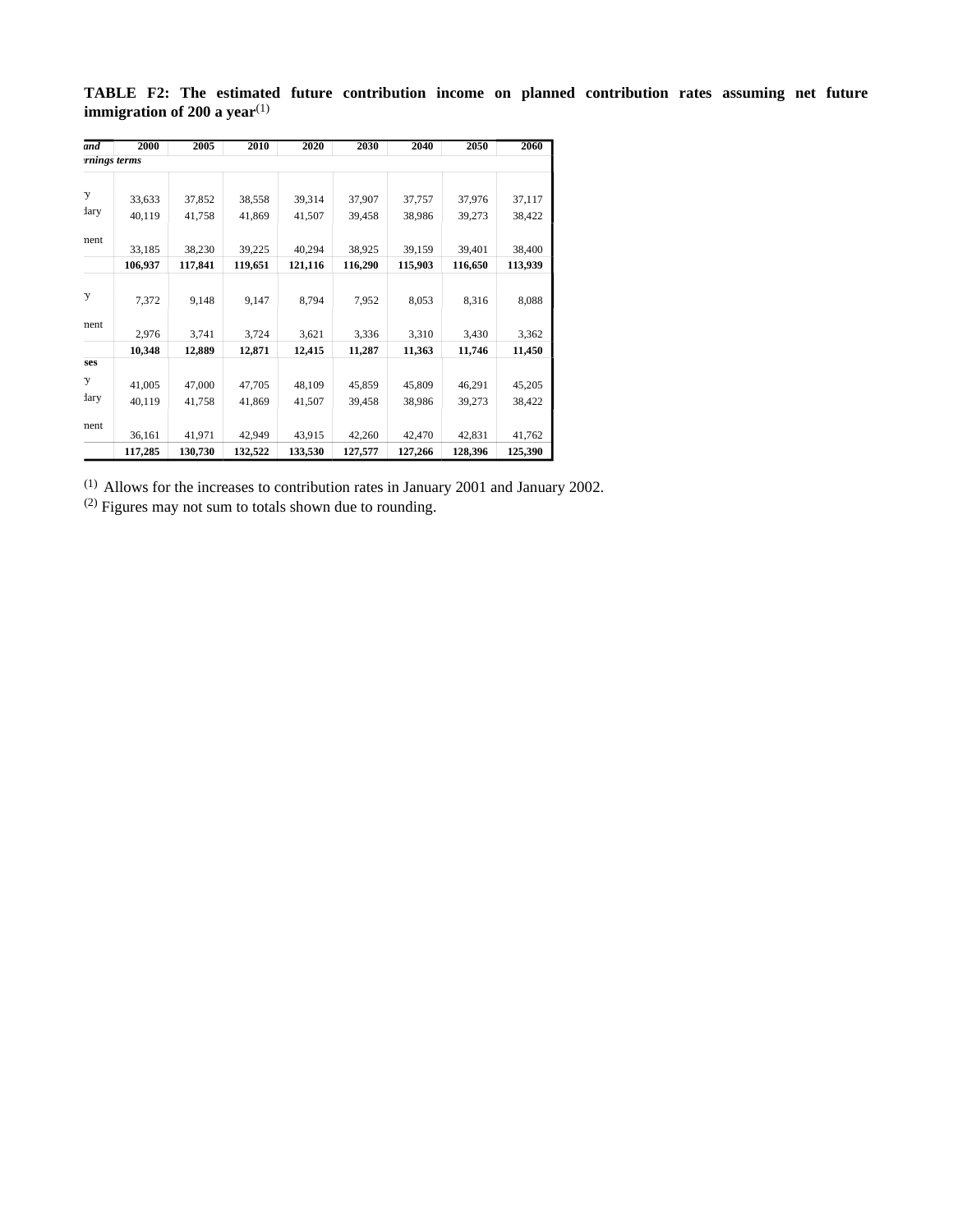**TABLE F2: The estimated future contribution income on planned contribution rates assuming net future immigration of 200 a year**(1)

| and | 2000 | 2005 | 2010 | 2020 | 2030 | 2040 | 2050 | 2060 |
|---|---|---|---|---|---|---|---|---|
| *rnings terms* | | | | | | | | |
| y | 33,633 | 37,852 | 38,558 | 39,314 | 37,907 | 37,757 | 37,976 | 37,117 |
| dary | 40,119 | 41,758 | 41,869 | 41,507 | 39,458 | 38,986 | 39,273 | 38,422 |
| nent | 33,185 | 38,230 | 39,225 | 40,294 | 38,925 | 39,159 | 39,401 | 38,400 |
| | **106,937** | **117,841** | **119,651** | **121,116** | **116,290** | **115,903** | **116,650** | **113,939** |
| y | 7,372 | 9,148 | 9,147 | 8,794 | 7,952 | 8,053 | 8,316 | 8,088 |
| nent | 2,976 | 3,741 | 3,724 | 3,621 | 3,336 | 3,310 | 3,430 | 3,362 |
| | **10,348** | **12,889** | **12,871** | **12,415** | **11,287** | **11,363** | **11,746** | **11,450** |
| **ses** | | | | | | | | |
| y | 41,005 | 47,000 | 47,705 | 48,109 | 45,859 | 45,809 | 46,291 | 45,205 |
| dary | 40,119 | 41,758 | 41,869 | 41,507 | 39,458 | 38,986 | 39,273 | 38,422 |
| nent | 36,161 | 41,971 | 42,949 | 43,915 | 42,260 | 42,470 | 42,831 | 41,762 |
| | **117,285** | **130,730** | **132,522** | **133,530** | **127,577** | **127,266** | **128,396** | **125,390** |

(1) Allows for the increases to contribution rates in January 2001 and January 2002.
(2) Figures may not sum to totals shown due to rounding.